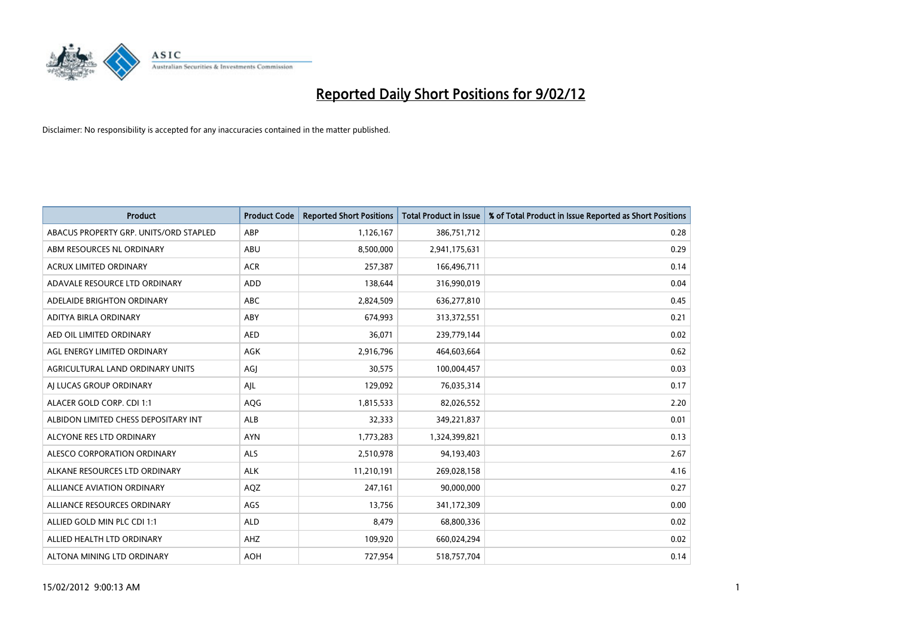# Reported Daily Short Positions for 9/02/12

Disclaimer: No responsibility is accepted for any inaccuracies contained in the matter published.

| Product | Product Code | Reported Short Positions | Total Product in Issue | % of Total Product in Issue Reported as Short Positions |
|---|---|---|---|---|
| ABACUS PROPERTY GRP. UNITS/ORD STAPLED | ABP | 1,126,167 | 386,751,712 | 0.28 |
| ABM RESOURCES NL ORDINARY | ABU | 8,500,000 | 2,941,175,631 | 0.29 |
| ACRUX LIMITED ORDINARY | ACR | 257,387 | 166,496,711 | 0.14 |
| ADAVALE RESOURCE LTD ORDINARY | ADD | 138,644 | 316,990,019 | 0.04 |
| ADELAIDE BRIGHTON ORDINARY | ABC | 2,824,509 | 636,277,810 | 0.45 |
| ADITYA BIRLA ORDINARY | ABY | 674,993 | 313,372,551 | 0.21 |
| AED OIL LIMITED ORDINARY | AED | 36,071 | 239,779,144 | 0.02 |
| AGL ENERGY LIMITED ORDINARY | AGK | 2,916,796 | 464,603,664 | 0.62 |
| AGRICULTURAL LAND ORDINARY UNITS | AGJ | 30,575 | 100,004,457 | 0.03 |
| AJ LUCAS GROUP ORDINARY | AJL | 129,092 | 76,035,314 | 0.17 |
| ALACER GOLD CORP. CDI 1:1 | AQG | 1,815,533 | 82,026,552 | 2.20 |
| ALBIDON LIMITED CHESS DEPOSITARY INT | ALB | 32,333 | 349,221,837 | 0.01 |
| ALCYONE RES LTD ORDINARY | AYN | 1,773,283 | 1,324,399,821 | 0.13 |
| ALESCO CORPORATION ORDINARY | ALS | 2,510,978 | 94,193,403 | 2.67 |
| ALKANE RESOURCES LTD ORDINARY | ALK | 11,210,191 | 269,028,158 | 4.16 |
| ALLIANCE AVIATION ORDINARY | AQZ | 247,161 | 90,000,000 | 0.27 |
| ALLIANCE RESOURCES ORDINARY | AGS | 13,756 | 341,172,309 | 0.00 |
| ALLIED GOLD MIN PLC CDI 1:1 | ALD | 8,479 | 68,800,336 | 0.02 |
| ALLIED HEALTH LTD ORDINARY | AHZ | 109,920 | 660,024,294 | 0.02 |
| ALTONA MINING LTD ORDINARY | AOH | 727,954 | 518,757,704 | 0.14 |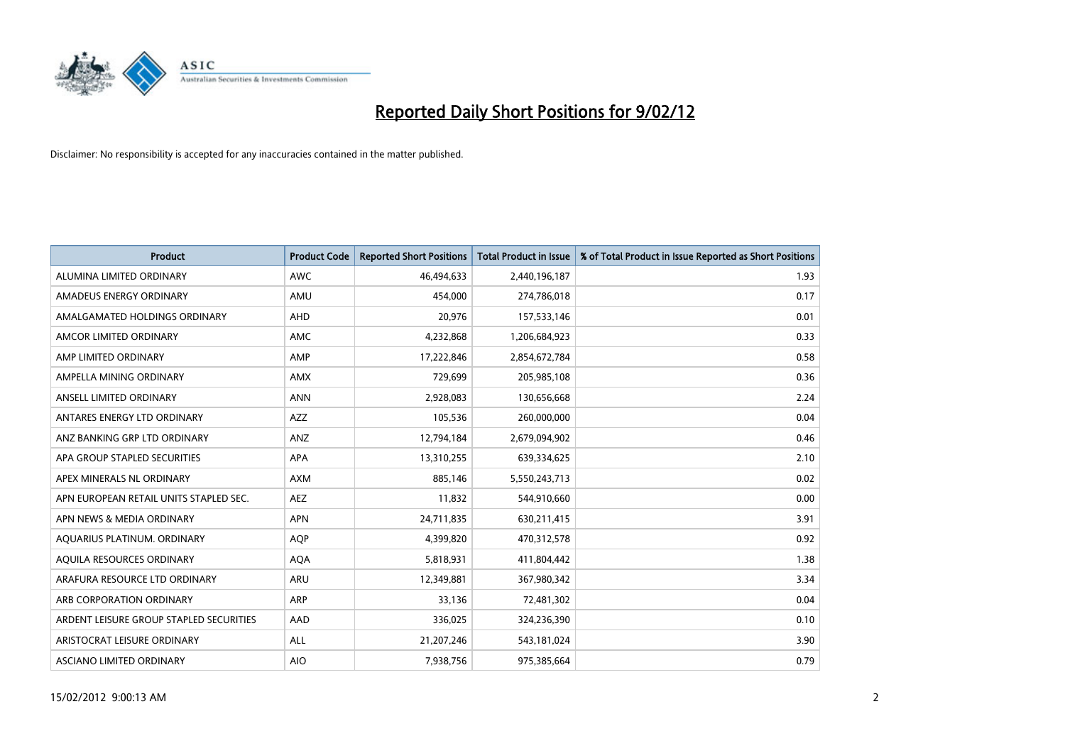# Reported Daily Short Positions for 9/02/12

Disclaimer: No responsibility is accepted for any inaccuracies contained in the matter published.

| Product | Product Code | Reported Short Positions | Total Product in Issue | % of Total Product in Issue Reported as Short Positions |
|---|---|---|---|---|
| ALUMINA LIMITED ORDINARY | AWC | 46,494,633 | 2,440,196,187 | 1.93 |
| AMADEUS ENERGY ORDINARY | AMU | 454,000 | 274,786,018 | 0.17 |
| AMALGAMATED HOLDINGS ORDINARY | AHD | 20,976 | 157,533,146 | 0.01 |
| AMCOR LIMITED ORDINARY | AMC | 4,232,868 | 1,206,684,923 | 0.33 |
| AMP LIMITED ORDINARY | AMP | 17,222,846 | 2,854,672,784 | 0.58 |
| AMPELLA MINING ORDINARY | AMX | 729,699 | 205,985,108 | 0.36 |
| ANSELL LIMITED ORDINARY | ANN | 2,928,083 | 130,656,668 | 2.24 |
| ANTARES ENERGY LTD ORDINARY | AZZ | 105,536 | 260,000,000 | 0.04 |
| ANZ BANKING GRP LTD ORDINARY | ANZ | 12,794,184 | 2,679,094,902 | 0.46 |
| APA GROUP STAPLED SECURITIES | APA | 13,310,255 | 639,334,625 | 2.10 |
| APEX MINERALS NL ORDINARY | AXM | 885,146 | 5,550,243,713 | 0.02 |
| APN EUROPEAN RETAIL UNITS STAPLED SEC. | AEZ | 11,832 | 544,910,660 | 0.00 |
| APN NEWS & MEDIA ORDINARY | APN | 24,711,835 | 630,211,415 | 3.91 |
| AQUARIUS PLATINUM. ORDINARY | AQP | 4,399,820 | 470,312,578 | 0.92 |
| AQUILA RESOURCES ORDINARY | AQA | 5,818,931 | 411,804,442 | 1.38 |
| ARAFURA RESOURCE LTD ORDINARY | ARU | 12,349,881 | 367,980,342 | 3.34 |
| ARB CORPORATION ORDINARY | ARP | 33,136 | 72,481,302 | 0.04 |
| ARDENT LEISURE GROUP STAPLED SECURITIES | AAD | 336,025 | 324,236,390 | 0.10 |
| ARISTOCRAT LEISURE ORDINARY | ALL | 21,207,246 | 543,181,024 | 3.90 |
| ASCIANO LIMITED ORDINARY | AIO | 7,938,756 | 975,385,664 | 0.79 |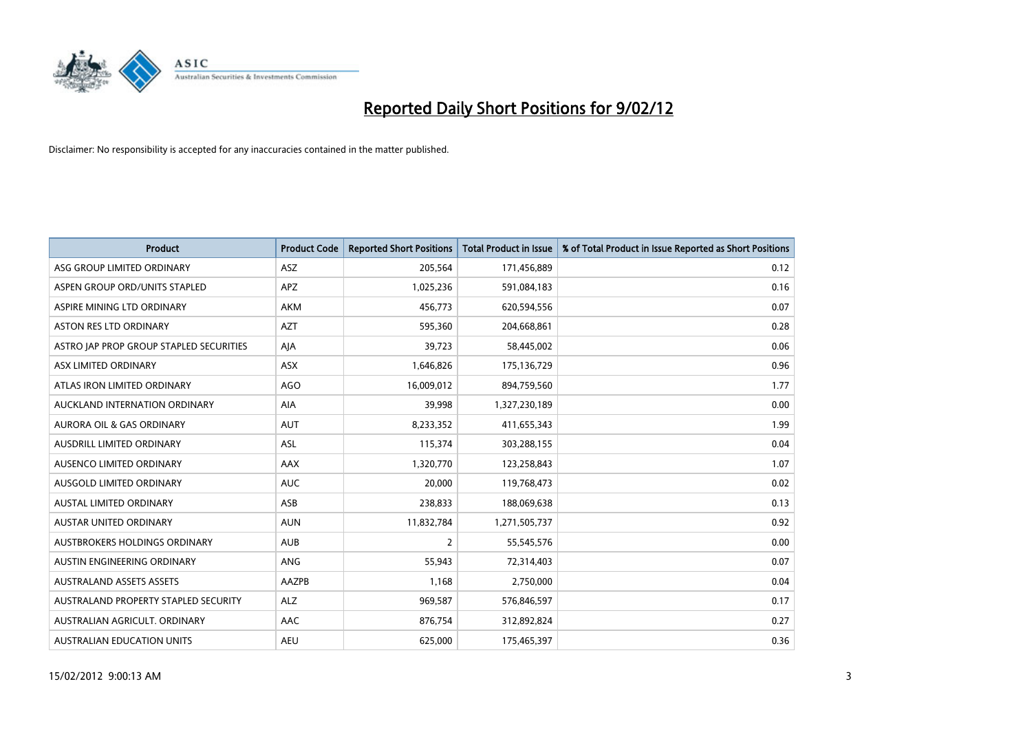# Reported Daily Short Positions for 9/02/12

Disclaimer: No responsibility is accepted for any inaccuracies contained in the matter published.

| Product | Product Code | Reported Short Positions | Total Product in Issue | % of Total Product in Issue Reported as Short Positions |
|---|---|---|---|---|
| ASG GROUP LIMITED ORDINARY | ASZ | 205,564 | 171,456,889 | 0.12 |
| ASPEN GROUP ORD/UNITS STAPLED | APZ | 1,025,236 | 591,084,183 | 0.16 |
| ASPIRE MINING LTD ORDINARY | AKM | 456,773 | 620,594,556 | 0.07 |
| ASTON RES LTD ORDINARY | AZT | 595,360 | 204,668,861 | 0.28 |
| ASTRO JAP PROP GROUP STAPLED SECURITIES | AJA | 39,723 | 58,445,002 | 0.06 |
| ASX LIMITED ORDINARY | ASX | 1,646,826 | 175,136,729 | 0.96 |
| ATLAS IRON LIMITED ORDINARY | AGO | 16,009,012 | 894,759,560 | 1.77 |
| AUCKLAND INTERNATION ORDINARY | AIA | 39,998 | 1,327,230,189 | 0.00 |
| AURORA OIL & GAS ORDINARY | AUT | 8,233,352 | 411,655,343 | 1.99 |
| AUSDRILL LIMITED ORDINARY | ASL | 115,374 | 303,288,155 | 0.04 |
| AUSENCO LIMITED ORDINARY | AAX | 1,320,770 | 123,258,843 | 1.07 |
| AUSGOLD LIMITED ORDINARY | AUC | 20,000 | 119,768,473 | 0.02 |
| AUSTAL LIMITED ORDINARY | ASB | 238,833 | 188,069,638 | 0.13 |
| AUSTAR UNITED ORDINARY | AUN | 11,832,784 | 1,271,505,737 | 0.92 |
| AUSTBROKERS HOLDINGS ORDINARY | AUB | 2 | 55,545,576 | 0.00 |
| AUSTIN ENGINEERING ORDINARY | ANG | 55,943 | 72,314,403 | 0.07 |
| AUSTRALAND ASSETS ASSETS | AAZPB | 1,168 | 2,750,000 | 0.04 |
| AUSTRALAND PROPERTY STAPLED SECURITY | ALZ | 969,587 | 576,846,597 | 0.17 |
| AUSTRALIAN AGRICULT. ORDINARY | AAC | 876,754 | 312,892,824 | 0.27 |
| AUSTRALIAN EDUCATION UNITS | AEU | 625,000 | 175,465,397 | 0.36 |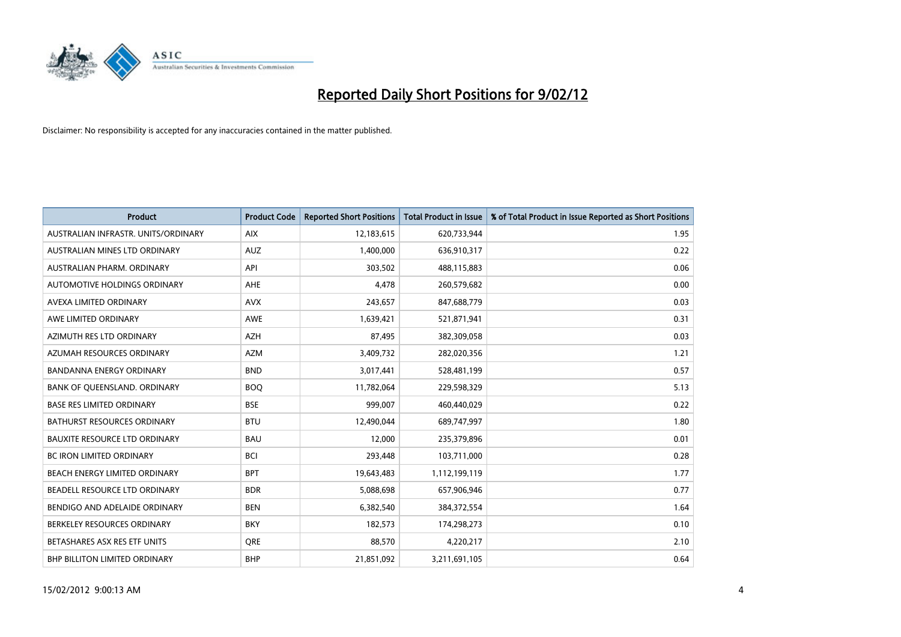# Reported Daily Short Positions for 9/02/12

Disclaimer: No responsibility is accepted for any inaccuracies contained in the matter published.

| Product | Product Code | Reported Short Positions | Total Product in Issue | % of Total Product in Issue Reported as Short Positions |
|---|---|---|---|---|
| AUSTRALIAN INFRASTR. UNITS/ORDINARY | AIX | 12,183,615 | 620,733,944 | 1.95 |
| AUSTRALIAN MINES LTD ORDINARY | AUZ | 1,400,000 | 636,910,317 | 0.22 |
| AUSTRALIAN PHARM. ORDINARY | API | 303,502 | 488,115,883 | 0.06 |
| AUTOMOTIVE HOLDINGS ORDINARY | AHE | 4,478 | 260,579,682 | 0.00 |
| AVEXA LIMITED ORDINARY | AVX | 243,657 | 847,688,779 | 0.03 |
| AWE LIMITED ORDINARY | AWE | 1,639,421 | 521,871,941 | 0.31 |
| AZIMUTH RES LTD ORDINARY | AZH | 87,495 | 382,309,058 | 0.03 |
| AZUMAH RESOURCES ORDINARY | AZM | 3,409,732 | 282,020,356 | 1.21 |
| BANDANNA ENERGY ORDINARY | BND | 3,017,441 | 528,481,199 | 0.57 |
| BANK OF QUEENSLAND. ORDINARY | BOQ | 11,782,064 | 229,598,329 | 5.13 |
| BASE RES LIMITED ORDINARY | BSE | 999,007 | 460,440,029 | 0.22 |
| BATHURST RESOURCES ORDINARY | BTU | 12,490,044 | 689,747,997 | 1.80 |
| BAUXITE RESOURCE LTD ORDINARY | BAU | 12,000 | 235,379,896 | 0.01 |
| BC IRON LIMITED ORDINARY | BCI | 293,448 | 103,711,000 | 0.28 |
| BEACH ENERGY LIMITED ORDINARY | BPT | 19,643,483 | 1,112,199,119 | 1.77 |
| BEADELL RESOURCE LTD ORDINARY | BDR | 5,088,698 | 657,906,946 | 0.77 |
| BENDIGO AND ADELAIDE ORDINARY | BEN | 6,382,540 | 384,372,554 | 1.64 |
| BERKELEY RESOURCES ORDINARY | BKY | 182,573 | 174,298,273 | 0.10 |
| BETASHARES ASX RES ETF UNITS | QRE | 88,570 | 4,220,217 | 2.10 |
| BHP BILLITON LIMITED ORDINARY | BHP | 21,851,092 | 3,211,691,105 | 0.64 |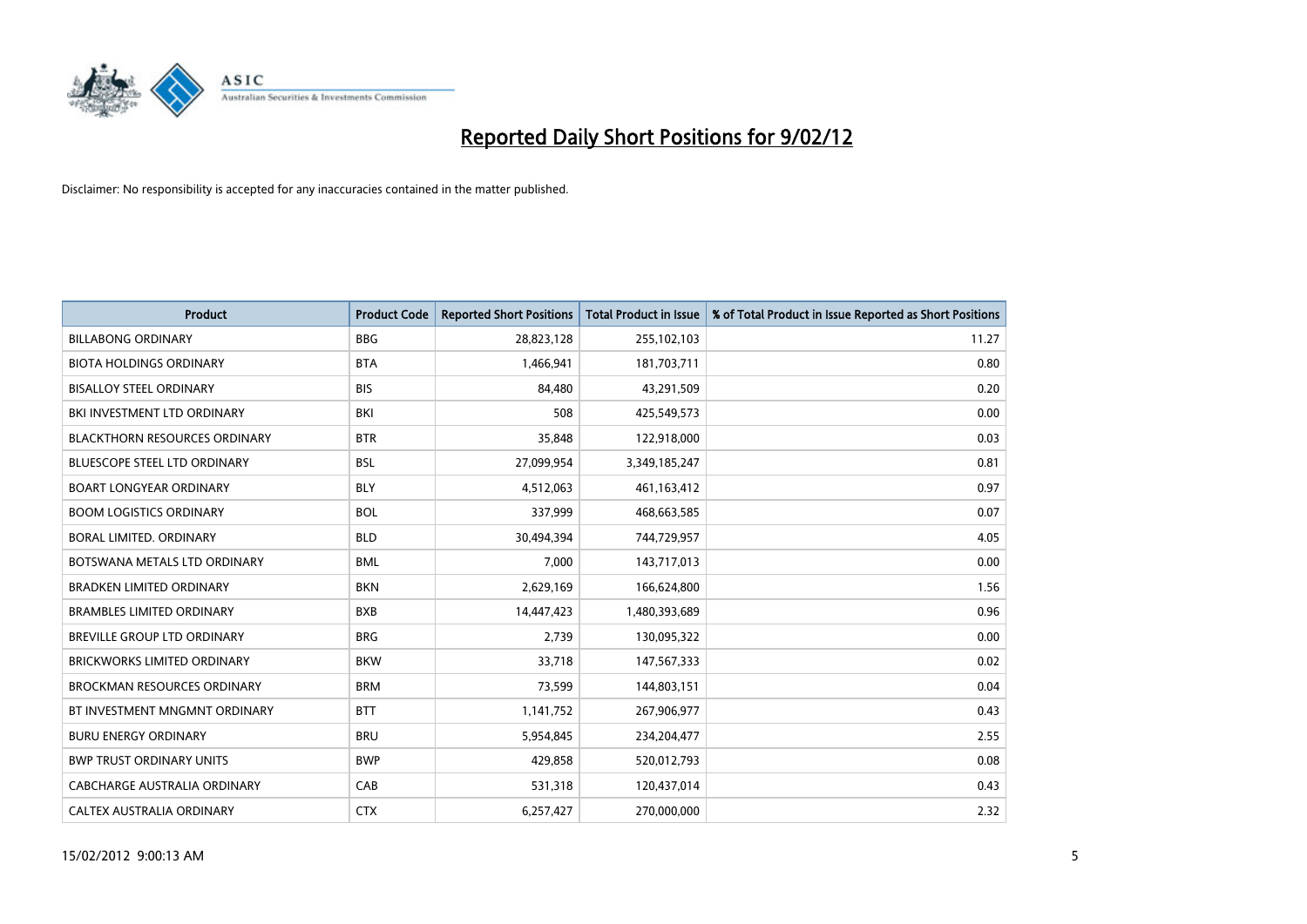# Reported Daily Short Positions for 9/02/12

Disclaimer: No responsibility is accepted for any inaccuracies contained in the matter published.

| Product | Product Code | Reported Short Positions | Total Product in Issue | % of Total Product in Issue Reported as Short Positions |
|---|---|---|---|---|
| BILLABONG ORDINARY | BBG | 28,823,128 | 255,102,103 | 11.27 |
| BIOTA HOLDINGS ORDINARY | BTA | 1,466,941 | 181,703,711 | 0.80 |
| BISALLOY STEEL ORDINARY | BIS | 84,480 | 43,291,509 | 0.20 |
| BKI INVESTMENT LTD ORDINARY | BKI | 508 | 425,549,573 | 0.00 |
| BLACKTHORN RESOURCES ORDINARY | BTR | 35,848 | 122,918,000 | 0.03 |
| BLUESCOPE STEEL LTD ORDINARY | BSL | 27,099,954 | 3,349,185,247 | 0.81 |
| BOART LONGYEAR ORDINARY | BLY | 4,512,063 | 461,163,412 | 0.97 |
| BOOM LOGISTICS ORDINARY | BOL | 337,999 | 468,663,585 | 0.07 |
| BORAL LIMITED. ORDINARY | BLD | 30,494,394 | 744,729,957 | 4.05 |
| BOTSWANA METALS LTD ORDINARY | BML | 7,000 | 143,717,013 | 0.00 |
| BRADKEN LIMITED ORDINARY | BKN | 2,629,169 | 166,624,800 | 1.56 |
| BRAMBLES LIMITED ORDINARY | BXB | 14,447,423 | 1,480,393,689 | 0.96 |
| BREVILLE GROUP LTD ORDINARY | BRG | 2,739 | 130,095,322 | 0.00 |
| BRICKWORKS LIMITED ORDINARY | BKW | 33,718 | 147,567,333 | 0.02 |
| BROCKMAN RESOURCES ORDINARY | BRM | 73,599 | 144,803,151 | 0.04 |
| BT INVESTMENT MNGMNT ORDINARY | BTT | 1,141,752 | 267,906,977 | 0.43 |
| BURU ENERGY ORDINARY | BRU | 5,954,845 | 234,204,477 | 2.55 |
| BWP TRUST ORDINARY UNITS | BWP | 429,858 | 520,012,793 | 0.08 |
| CABCHARGE AUSTRALIA ORDINARY | CAB | 531,318 | 120,437,014 | 0.43 |
| CALTEX AUSTRALIA ORDINARY | CTX | 6,257,427 | 270,000,000 | 2.32 |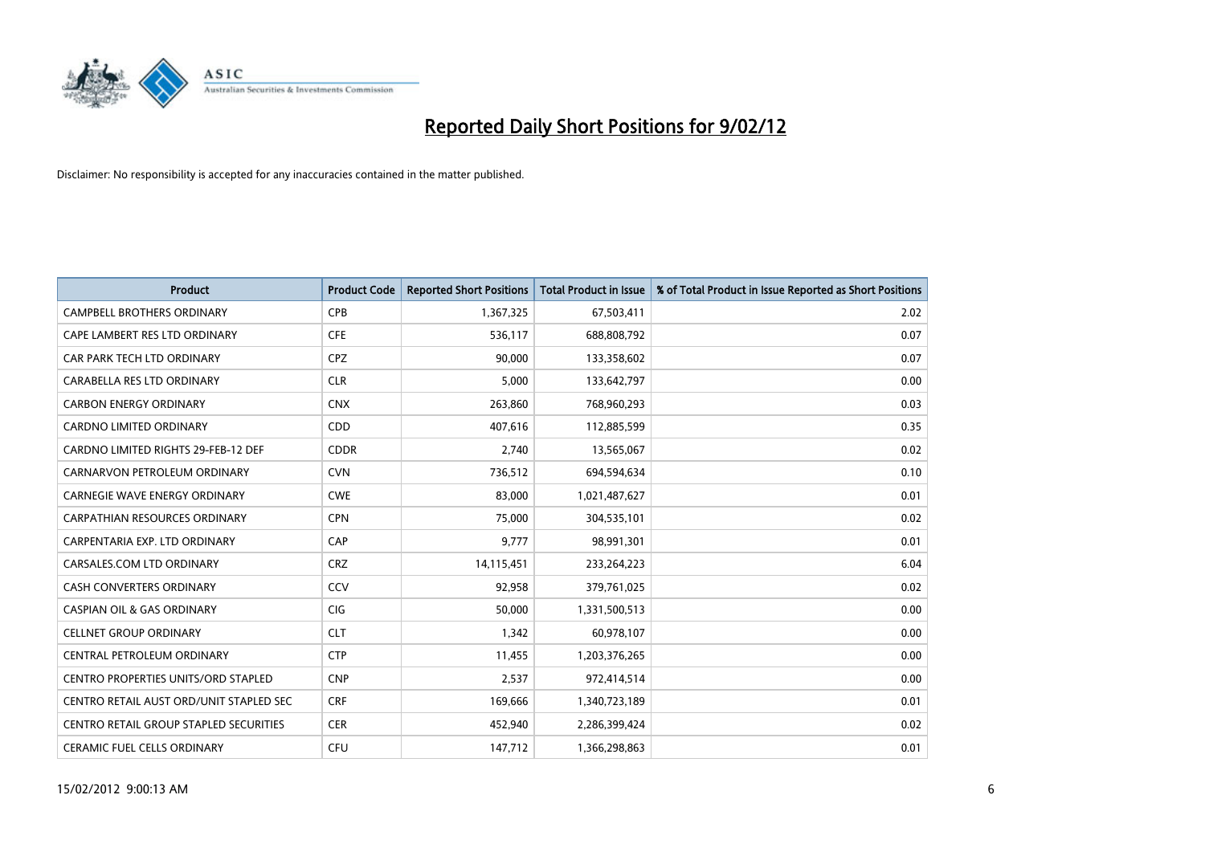# Reported Daily Short Positions for 9/02/12

Disclaimer: No responsibility is accepted for any inaccuracies contained in the matter published.

| Product | Product Code | Reported Short Positions | Total Product in Issue | % of Total Product in Issue Reported as Short Positions |
|---|---|---|---|---|
| CAMPBELL BROTHERS ORDINARY | CPB | 1,367,325 | 67,503,411 | 2.02 |
| CAPE LAMBERT RES LTD ORDINARY | CFE | 536,117 | 688,808,792 | 0.07 |
| CAR PARK TECH LTD ORDINARY | CPZ | 90,000 | 133,358,602 | 0.07 |
| CARABELLA RES LTD ORDINARY | CLR | 5,000 | 133,642,797 | 0.00 |
| CARBON ENERGY ORDINARY | CNX | 263,860 | 768,960,293 | 0.03 |
| CARDNO LIMITED ORDINARY | CDD | 407,616 | 112,885,599 | 0.35 |
| CARDNO LIMITED RIGHTS 29-FEB-12 DEF | CDDR | 2,740 | 13,565,067 | 0.02 |
| CARNARVON PETROLEUM ORDINARY | CVN | 736,512 | 694,594,634 | 0.10 |
| CARNEGIE WAVE ENERGY ORDINARY | CWE | 83,000 | 1,021,487,627 | 0.01 |
| CARPATHIAN RESOURCES ORDINARY | CPN | 75,000 | 304,535,101 | 0.02 |
| CARPENTARIA EXP. LTD ORDINARY | CAP | 9,777 | 98,991,301 | 0.01 |
| CARSALES.COM LTD ORDINARY | CRZ | 14,115,451 | 233,264,223 | 6.04 |
| CASH CONVERTERS ORDINARY | CCV | 92,958 | 379,761,025 | 0.02 |
| CASPIAN OIL & GAS ORDINARY | CIG | 50,000 | 1,331,500,513 | 0.00 |
| CELLNET GROUP ORDINARY | CLT | 1,342 | 60,978,107 | 0.00 |
| CENTRAL PETROLEUM ORDINARY | CTP | 11,455 | 1,203,376,265 | 0.00 |
| CENTRO PROPERTIES UNITS/ORD STAPLED | CNP | 2,537 | 972,414,514 | 0.00 |
| CENTRO RETAIL AUST ORD/UNIT STAPLED SEC | CRF | 169,666 | 1,340,723,189 | 0.01 |
| CENTRO RETAIL GROUP STAPLED SECURITIES | CER | 452,940 | 2,286,399,424 | 0.02 |
| CERAMIC FUEL CELLS ORDINARY | CFU | 147,712 | 1,366,298,863 | 0.01 |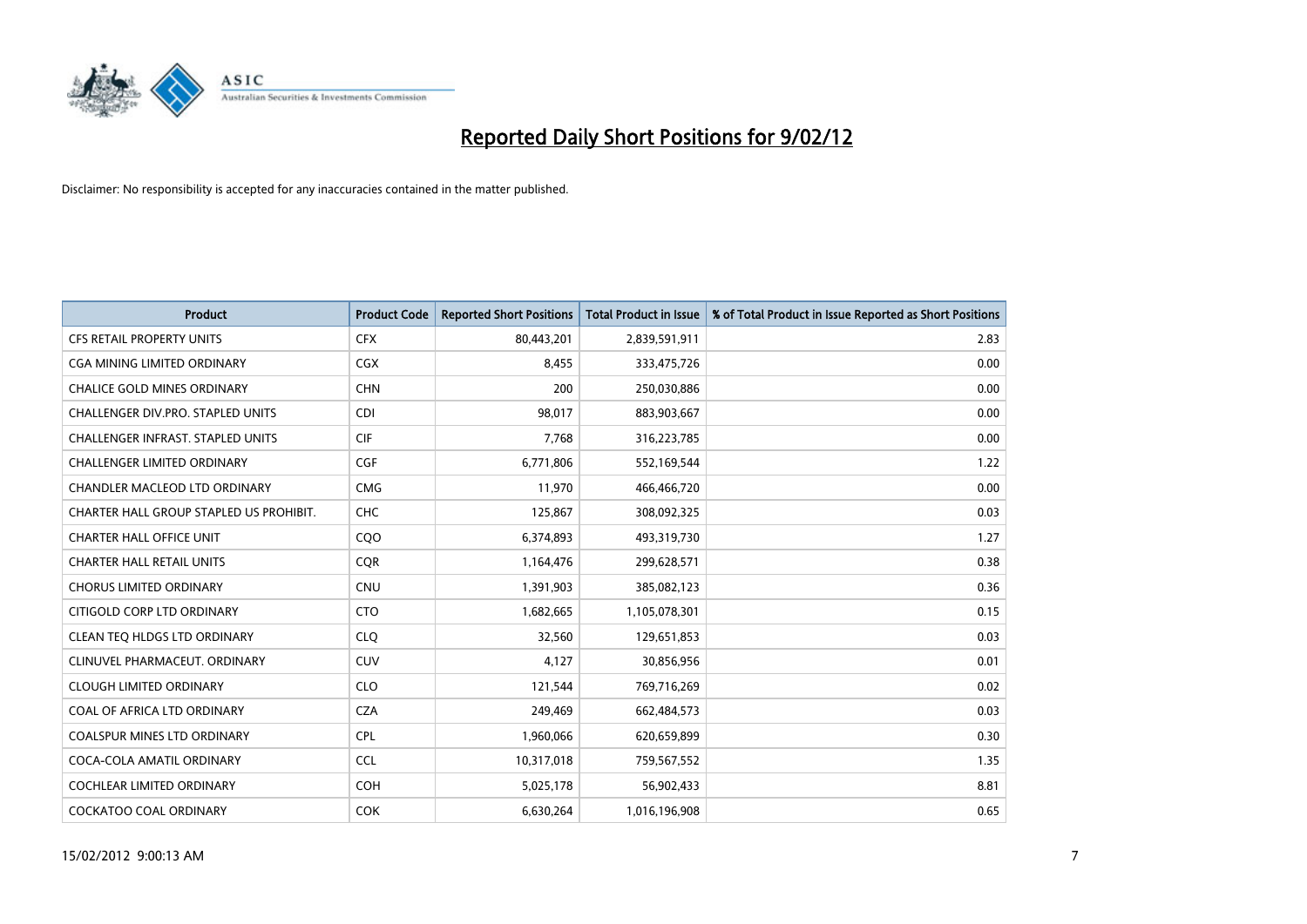# Reported Daily Short Positions for 9/02/12

Disclaimer: No responsibility is accepted for any inaccuracies contained in the matter published.

| Product | Product Code | Reported Short Positions | Total Product in Issue | % of Total Product in Issue Reported as Short Positions |
|---|---|---|---|---|
| CFS RETAIL PROPERTY UNITS | CFX | 80,443,201 | 2,839,591,911 | 2.83 |
| CGA MINING LIMITED ORDINARY | CGX | 8,455 | 333,475,726 | 0.00 |
| CHALICE GOLD MINES ORDINARY | CHN | 200 | 250,030,886 | 0.00 |
| CHALLENGER DIV.PRO. STAPLED UNITS | CDI | 98,017 | 883,903,667 | 0.00 |
| CHALLENGER INFRAST. STAPLED UNITS | CIF | 7,768 | 316,223,785 | 0.00 |
| CHALLENGER LIMITED ORDINARY | CGF | 6,771,806 | 552,169,544 | 1.22 |
| CHANDLER MACLEOD LTD ORDINARY | CMG | 11,970 | 466,466,720 | 0.00 |
| CHARTER HALL GROUP STAPLED US PROHIBIT. | CHC | 125,867 | 308,092,325 | 0.03 |
| CHARTER HALL OFFICE UNIT | CQO | 6,374,893 | 493,319,730 | 1.27 |
| CHARTER HALL RETAIL UNITS | CQR | 1,164,476 | 299,628,571 | 0.38 |
| CHORUS LIMITED ORDINARY | CNU | 1,391,903 | 385,082,123 | 0.36 |
| CITIGOLD CORP LTD ORDINARY | CTO | 1,682,665 | 1,105,078,301 | 0.15 |
| CLEAN TEQ HLDGS LTD ORDINARY | CLQ | 32,560 | 129,651,853 | 0.03 |
| CLINUVEL PHARMACEUT. ORDINARY | CUV | 4,127 | 30,856,956 | 0.01 |
| CLOUGH LIMITED ORDINARY | CLO | 121,544 | 769,716,269 | 0.02 |
| COAL OF AFRICA LTD ORDINARY | CZA | 249,469 | 662,484,573 | 0.03 |
| COALSPUR MINES LTD ORDINARY | CPL | 1,960,066 | 620,659,899 | 0.30 |
| COCA-COLA AMATIL ORDINARY | CCL | 10,317,018 | 759,567,552 | 1.35 |
| COCHLEAR LIMITED ORDINARY | COH | 5,025,178 | 56,902,433 | 8.81 |
| COCKATOO COAL ORDINARY | COK | 6,630,264 | 1,016,196,908 | 0.65 |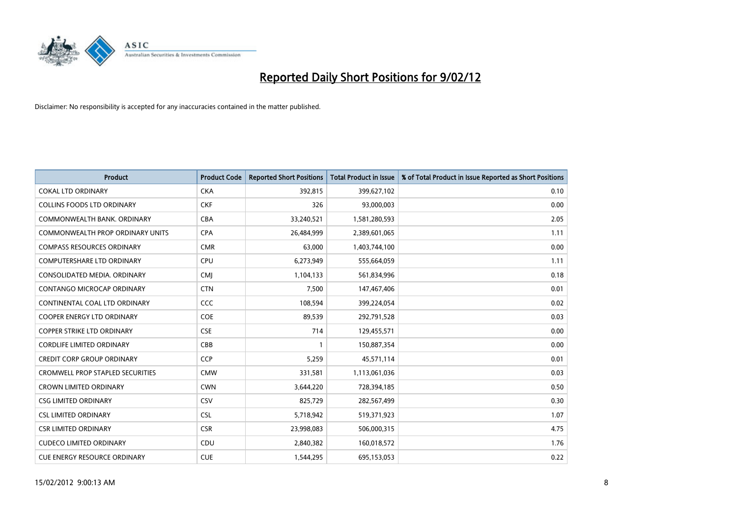# Reported Daily Short Positions for 9/02/12

Disclaimer: No responsibility is accepted for any inaccuracies contained in the matter published.

| Product | Product Code | Reported Short Positions | Total Product in Issue | % of Total Product in Issue Reported as Short Positions |
|---|---|---|---|---|
| COKAL LTD ORDINARY | CKA | 392,815 | 399,627,102 | 0.10 |
| COLLINS FOODS LTD ORDINARY | CKF | 326 | 93,000,003 | 0.00 |
| COMMONWEALTH BANK. ORDINARY | CBA | 33,240,521 | 1,581,280,593 | 2.05 |
| COMMONWEALTH PROP ORDINARY UNITS | CPA | 26,484,999 | 2,389,601,065 | 1.11 |
| COMPASS RESOURCES ORDINARY | CMR | 63,000 | 1,403,744,100 | 0.00 |
| COMPUTERSHARE LTD ORDINARY | CPU | 6,273,949 | 555,664,059 | 1.11 |
| CONSOLIDATED MEDIA. ORDINARY | CMJ | 1,104,133 | 561,834,996 | 0.18 |
| CONTANGO MICROCAP ORDINARY | CTN | 7,500 | 147,467,406 | 0.01 |
| CONTINENTAL COAL LTD ORDINARY | CCC | 108,594 | 399,224,054 | 0.02 |
| COOPER ENERGY LTD ORDINARY | COE | 89,539 | 292,791,528 | 0.03 |
| COPPER STRIKE LTD ORDINARY | CSE | 714 | 129,455,571 | 0.00 |
| CORDLIFE LIMITED ORDINARY | CBB | 1 | 150,887,354 | 0.00 |
| CREDIT CORP GROUP ORDINARY | CCP | 5,259 | 45,571,114 | 0.01 |
| CROMWELL PROP STAPLED SECURITIES | CMW | 331,581 | 1,113,061,036 | 0.03 |
| CROWN LIMITED ORDINARY | CWN | 3,644,220 | 728,394,185 | 0.50 |
| CSG LIMITED ORDINARY | CSV | 825,729 | 282,567,499 | 0.30 |
| CSL LIMITED ORDINARY | CSL | 5,718,942 | 519,371,923 | 1.07 |
| CSR LIMITED ORDINARY | CSR | 23,998,083 | 506,000,315 | 4.75 |
| CUDECO LIMITED ORDINARY | CDU | 2,840,382 | 160,018,572 | 1.76 |
| CUE ENERGY RESOURCE ORDINARY | CUE | 1,544,295 | 695,153,053 | 0.22 |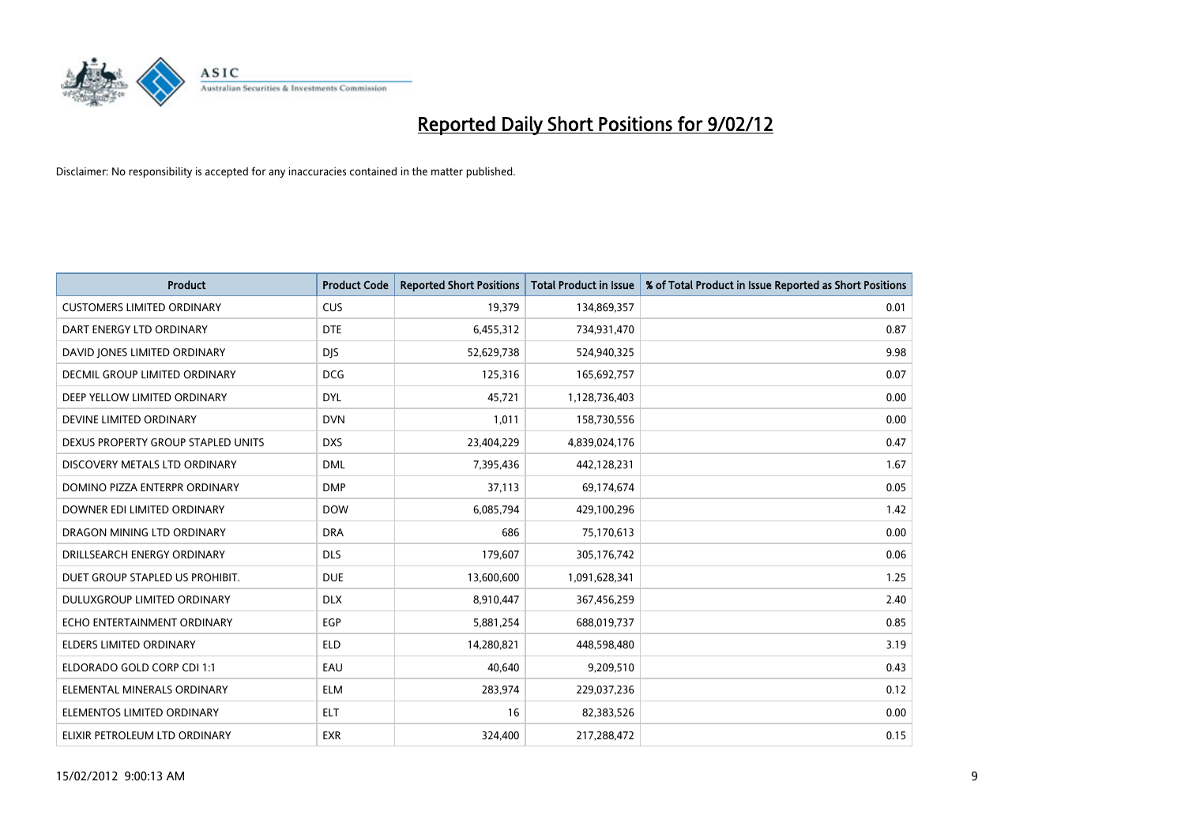# Reported Daily Short Positions for 9/02/12

Disclaimer: No responsibility is accepted for any inaccuracies contained in the matter published.

| Product | Product Code | Reported Short Positions | Total Product in Issue | % of Total Product in Issue Reported as Short Positions |
|---|---|---|---|---|
| CUSTOMERS LIMITED ORDINARY | CUS | 19,379 | 134,869,357 | 0.01 |
| DART ENERGY LTD ORDINARY | DTE | 6,455,312 | 734,931,470 | 0.87 |
| DAVID JONES LIMITED ORDINARY | DJS | 52,629,738 | 524,940,325 | 9.98 |
| DECMIL GROUP LIMITED ORDINARY | DCG | 125,316 | 165,692,757 | 0.07 |
| DEEP YELLOW LIMITED ORDINARY | DYL | 45,721 | 1,128,736,403 | 0.00 |
| DEVINE LIMITED ORDINARY | DVN | 1,011 | 158,730,556 | 0.00 |
| DEXUS PROPERTY GROUP STAPLED UNITS | DXS | 23,404,229 | 4,839,024,176 | 0.47 |
| DISCOVERY METALS LTD ORDINARY | DML | 7,395,436 | 442,128,231 | 1.67 |
| DOMINO PIZZA ENTERPR ORDINARY | DMP | 37,113 | 69,174,674 | 0.05 |
| DOWNER EDI LIMITED ORDINARY | DOW | 6,085,794 | 429,100,296 | 1.42 |
| DRAGON MINING LTD ORDINARY | DRA | 686 | 75,170,613 | 0.00 |
| DRILLSEARCH ENERGY ORDINARY | DLS | 179,607 | 305,176,742 | 0.06 |
| DUET GROUP STAPLED US PROHIBIT. | DUE | 13,600,600 | 1,091,628,341 | 1.25 |
| DULUXGROUP LIMITED ORDINARY | DLX | 8,910,447 | 367,456,259 | 2.40 |
| ECHO ENTERTAINMENT ORDINARY | EGP | 5,881,254 | 688,019,737 | 0.85 |
| ELDERS LIMITED ORDINARY | ELD | 14,280,821 | 448,598,480 | 3.19 |
| ELDORADO GOLD CORP CDI 1:1 | EAU | 40,640 | 9,209,510 | 0.43 |
| ELEMENTAL MINERALS ORDINARY | ELM | 283,974 | 229,037,236 | 0.12 |
| ELEMENTOS LIMITED ORDINARY | ELT | 16 | 82,383,526 | 0.00 |
| ELIXIR PETROLEUM LTD ORDINARY | EXR | 324,400 | 217,288,472 | 0.15 |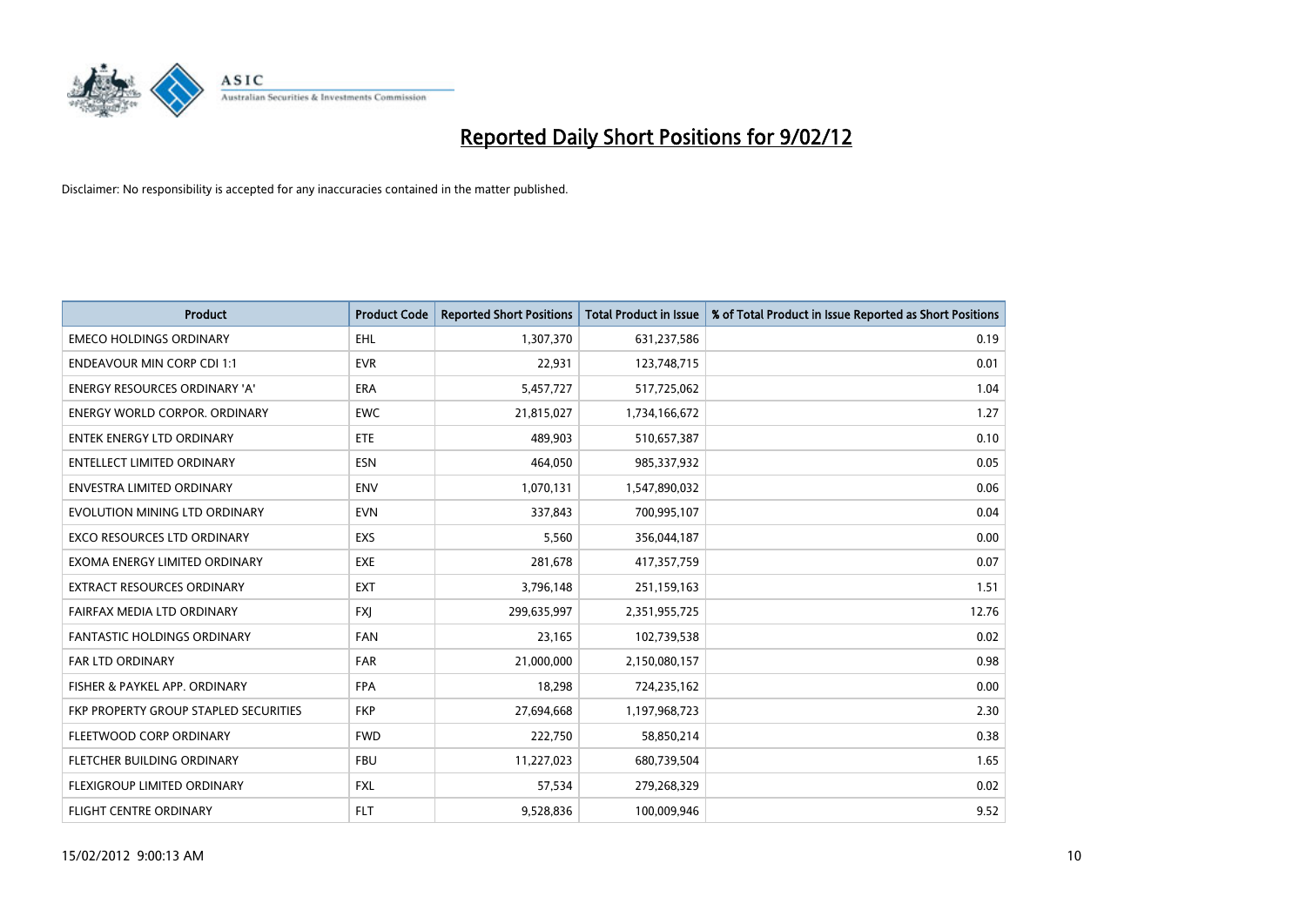# Reported Daily Short Positions for 9/02/12

Disclaimer: No responsibility is accepted for any inaccuracies contained in the matter published.

| Product | Product Code | Reported Short Positions | Total Product in Issue | % of Total Product in Issue Reported as Short Positions |
|---|---|---|---|---|
| EMECO HOLDINGS ORDINARY | EHL | 1,307,370 | 631,237,586 | 0.19 |
| ENDEAVOUR MIN CORP CDI 1:1 | EVR | 22,931 | 123,748,715 | 0.01 |
| ENERGY RESOURCES ORDINARY 'A' | ERA | 5,457,727 | 517,725,062 | 1.04 |
| ENERGY WORLD CORPOR. ORDINARY | EWC | 21,815,027 | 1,734,166,672 | 1.27 |
| ENTEK ENERGY LTD ORDINARY | ETE | 489,903 | 510,657,387 | 0.10 |
| ENTELLECT LIMITED ORDINARY | ESN | 464,050 | 985,337,932 | 0.05 |
| ENVESTRA LIMITED ORDINARY | ENV | 1,070,131 | 1,547,890,032 | 0.06 |
| EVOLUTION MINING LTD ORDINARY | EVN | 337,843 | 700,995,107 | 0.04 |
| EXCO RESOURCES LTD ORDINARY | EXS | 5,560 | 356,044,187 | 0.00 |
| EXOMA ENERGY LIMITED ORDINARY | EXE | 281,678 | 417,357,759 | 0.07 |
| EXTRACT RESOURCES ORDINARY | EXT | 3,796,148 | 251,159,163 | 1.51 |
| FAIRFAX MEDIA LTD ORDINARY | FXJ | 299,635,997 | 2,351,955,725 | 12.76 |
| FANTASTIC HOLDINGS ORDINARY | FAN | 23,165 | 102,739,538 | 0.02 |
| FAR LTD ORDINARY | FAR | 21,000,000 | 2,150,080,157 | 0.98 |
| FISHER & PAYKEL APP. ORDINARY | FPA | 18,298 | 724,235,162 | 0.00 |
| FKP PROPERTY GROUP STAPLED SECURITIES | FKP | 27,694,668 | 1,197,968,723 | 2.30 |
| FLEETWOOD CORP ORDINARY | FWD | 222,750 | 58,850,214 | 0.38 |
| FLETCHER BUILDING ORDINARY | FBU | 11,227,023 | 680,739,504 | 1.65 |
| FLEXIGROUP LIMITED ORDINARY | FXL | 57,534 | 279,268,329 | 0.02 |
| FLIGHT CENTRE ORDINARY | FLT | 9,528,836 | 100,009,946 | 9.52 |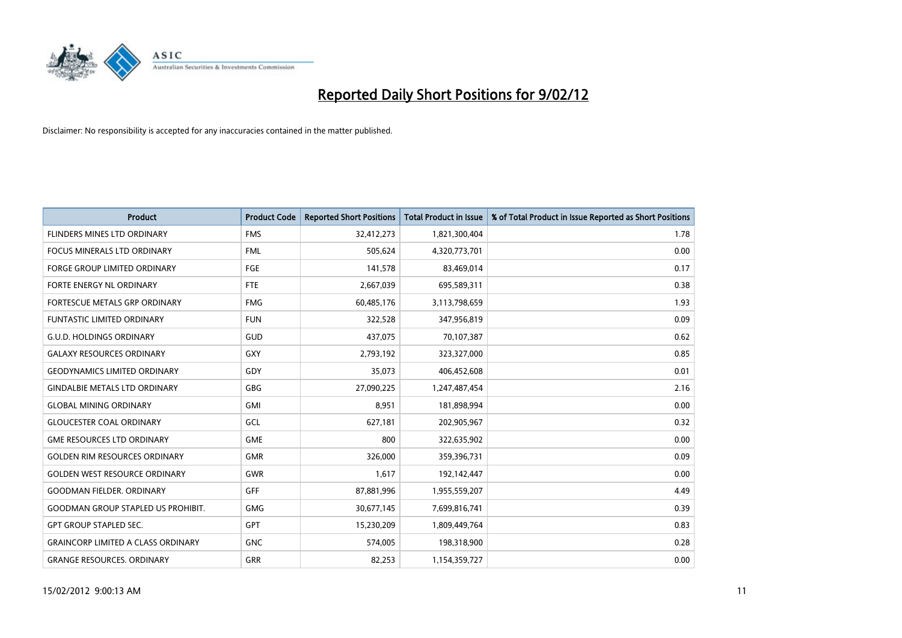# Reported Daily Short Positions for 9/02/12

Disclaimer: No responsibility is accepted for any inaccuracies contained in the matter published.

| Product | Product Code | Reported Short Positions | Total Product in Issue | % of Total Product in Issue Reported as Short Positions |
|---|---|---|---|---|
| FLINDERS MINES LTD ORDINARY | FMS | 32,412,273 | 1,821,300,404 | 1.78 |
| FOCUS MINERALS LTD ORDINARY | FML | 505,624 | 4,320,773,701 | 0.00 |
| FORGE GROUP LIMITED ORDINARY | FGE | 141,578 | 83,469,014 | 0.17 |
| FORTE ENERGY NL ORDINARY | FTE | 2,667,039 | 695,589,311 | 0.38 |
| FORTESCUE METALS GRP ORDINARY | FMG | 60,485,176 | 3,113,798,659 | 1.93 |
| FUNTASTIC LIMITED ORDINARY | FUN | 322,528 | 347,956,819 | 0.09 |
| G.U.D. HOLDINGS ORDINARY | GUD | 437,075 | 70,107,387 | 0.62 |
| GALAXY RESOURCES ORDINARY | GXY | 2,793,192 | 323,327,000 | 0.85 |
| GEODYNAMICS LIMITED ORDINARY | GDY | 35,073 | 406,452,608 | 0.01 |
| GINDALBIE METALS LTD ORDINARY | GBG | 27,090,225 | 1,247,487,454 | 2.16 |
| GLOBAL MINING ORDINARY | GMI | 8,951 | 181,898,994 | 0.00 |
| GLOUCESTER COAL ORDINARY | GCL | 627,181 | 202,905,967 | 0.32 |
| GME RESOURCES LTD ORDINARY | GME | 800 | 322,635,902 | 0.00 |
| GOLDEN RIM RESOURCES ORDINARY | GMR | 326,000 | 359,396,731 | 0.09 |
| GOLDEN WEST RESOURCE ORDINARY | GWR | 1,617 | 192,142,447 | 0.00 |
| GOODMAN FIELDER. ORDINARY | GFF | 87,881,996 | 1,955,559,207 | 4.49 |
| GOODMAN GROUP STAPLED US PROHIBIT. | GMG | 30,677,145 | 7,699,816,741 | 0.39 |
| GPT GROUP STAPLED SEC. | GPT | 15,230,209 | 1,809,449,764 | 0.83 |
| GRAINCORP LIMITED A CLASS ORDINARY | GNC | 574,005 | 198,318,900 | 0.28 |
| GRANGE RESOURCES. ORDINARY | GRR | 82,253 | 1,154,359,727 | 0.00 |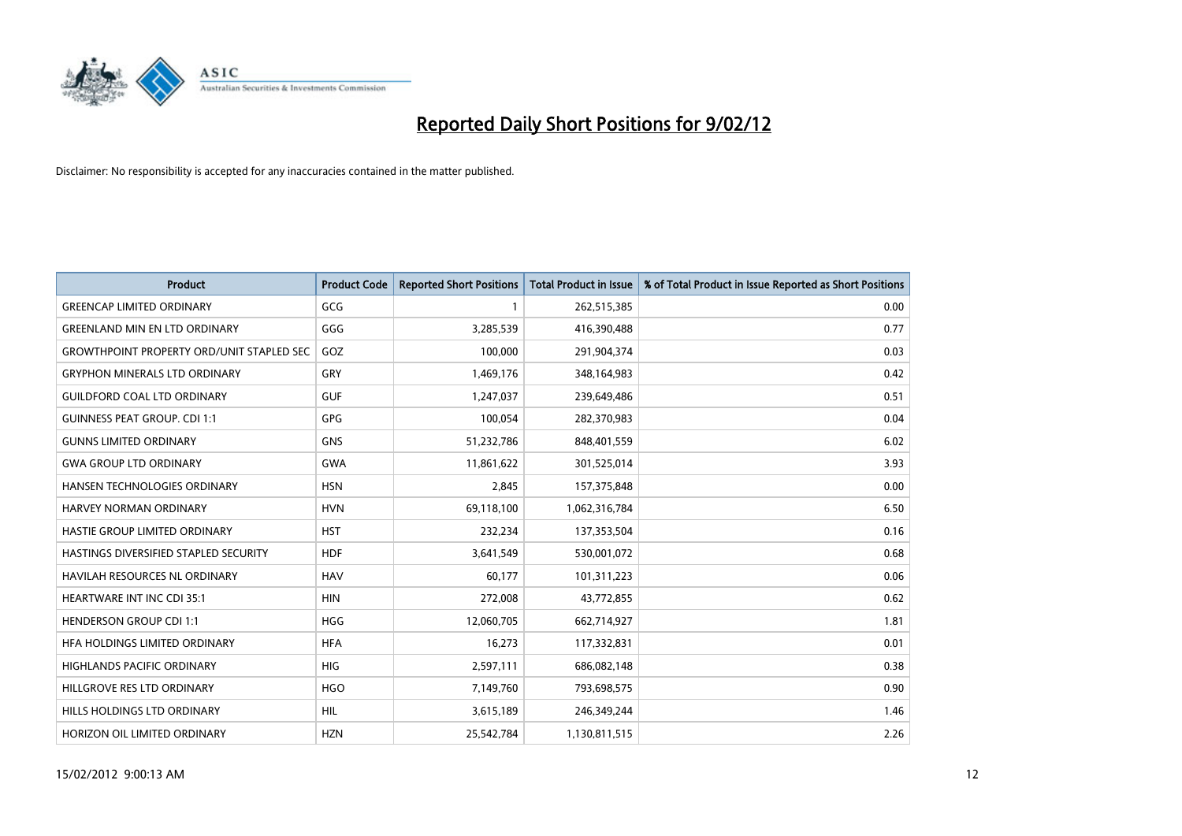# Reported Daily Short Positions for 9/02/12

Disclaimer: No responsibility is accepted for any inaccuracies contained in the matter published.

| Product | Product Code | Reported Short Positions | Total Product in Issue | % of Total Product in Issue Reported as Short Positions |
|---|---|---|---|---|
| GREENCAP LIMITED ORDINARY | GCG | 1 | 262,515,385 | 0.00 |
| GREENLAND MIN EN LTD ORDINARY | GGG | 3,285,539 | 416,390,488 | 0.77 |
| GROWTHPOINT PROPERTY ORD/UNIT STAPLED SEC | GOZ | 100,000 | 291,904,374 | 0.03 |
| GRYPHON MINERALS LTD ORDINARY | GRY | 1,469,176 | 348,164,983 | 0.42 |
| GUILDFORD COAL LTD ORDINARY | GUF | 1,247,037 | 239,649,486 | 0.51 |
| GUINNESS PEAT GROUP. CDI 1:1 | GPG | 100,054 | 282,370,983 | 0.04 |
| GUNNS LIMITED ORDINARY | GNS | 51,232,786 | 848,401,559 | 6.02 |
| GWA GROUP LTD ORDINARY | GWA | 11,861,622 | 301,525,014 | 3.93 |
| HANSEN TECHNOLOGIES ORDINARY | HSN | 2,845 | 157,375,848 | 0.00 |
| HARVEY NORMAN ORDINARY | HVN | 69,118,100 | 1,062,316,784 | 6.50 |
| HASTIE GROUP LIMITED ORDINARY | HST | 232,234 | 137,353,504 | 0.16 |
| HASTINGS DIVERSIFIED STAPLED SECURITY | HDF | 3,641,549 | 530,001,072 | 0.68 |
| HAVILAH RESOURCES NL ORDINARY | HAV | 60,177 | 101,311,223 | 0.06 |
| HEARTWARE INT INC CDI 35:1 | HIN | 272,008 | 43,772,855 | 0.62 |
| HENDERSON GROUP CDI 1:1 | HGG | 12,060,705 | 662,714,927 | 1.81 |
| HFA HOLDINGS LIMITED ORDINARY | HFA | 16,273 | 117,332,831 | 0.01 |
| HIGHLANDS PACIFIC ORDINARY | HIG | 2,597,111 | 686,082,148 | 0.38 |
| HILLGROVE RES LTD ORDINARY | HGO | 7,149,760 | 793,698,575 | 0.90 |
| HILLS HOLDINGS LTD ORDINARY | HIL | 3,615,189 | 246,349,244 | 1.46 |
| HORIZON OIL LIMITED ORDINARY | HZN | 25,542,784 | 1,130,811,515 | 2.26 |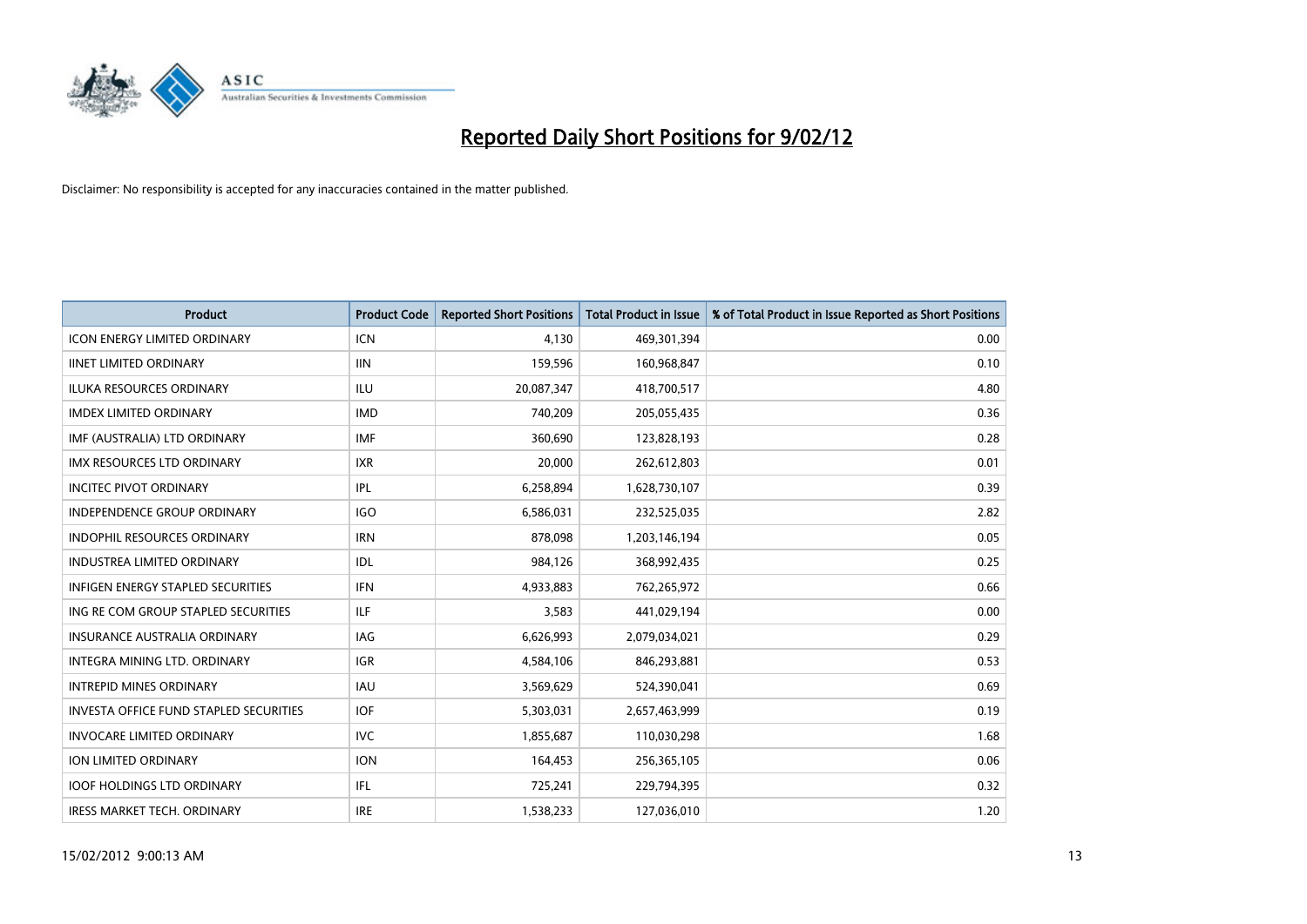# Reported Daily Short Positions for 9/02/12

Disclaimer: No responsibility is accepted for any inaccuracies contained in the matter published.

| Product | Product Code | Reported Short Positions | Total Product in Issue | % of Total Product in Issue Reported as Short Positions |
|---|---|---|---|---|
| ICON ENERGY LIMITED ORDINARY | ICN | 4,130 | 469,301,394 | 0.00 |
| IINET LIMITED ORDINARY | IIN | 159,596 | 160,968,847 | 0.10 |
| ILUKA RESOURCES ORDINARY | ILU | 20,087,347 | 418,700,517 | 4.80 |
| IMDEX LIMITED ORDINARY | IMD | 740,209 | 205,055,435 | 0.36 |
| IMF (AUSTRALIA) LTD ORDINARY | IMF | 360,690 | 123,828,193 | 0.28 |
| IMX RESOURCES LTD ORDINARY | IXR | 20,000 | 262,612,803 | 0.01 |
| INCITEC PIVOT ORDINARY | IPL | 6,258,894 | 1,628,730,107 | 0.39 |
| INDEPENDENCE GROUP ORDINARY | IGO | 6,586,031 | 232,525,035 | 2.82 |
| INDOPHIL RESOURCES ORDINARY | IRN | 878,098 | 1,203,146,194 | 0.05 |
| INDUSTREA LIMITED ORDINARY | IDL | 984,126 | 368,992,435 | 0.25 |
| INFIGEN ENERGY STAPLED SECURITIES | IFN | 4,933,883 | 762,265,972 | 0.66 |
| ING RE COM GROUP STAPLED SECURITIES | ILF | 3,583 | 441,029,194 | 0.00 |
| INSURANCE AUSTRALIA ORDINARY | IAG | 6,626,993 | 2,079,034,021 | 0.29 |
| INTEGRA MINING LTD. ORDINARY | IGR | 4,584,106 | 846,293,881 | 0.53 |
| INTREPID MINES ORDINARY | IAU | 3,569,629 | 524,390,041 | 0.69 |
| INVESTA OFFICE FUND STAPLED SECURITIES | IOF | 5,303,031 | 2,657,463,999 | 0.19 |
| INVOCARE LIMITED ORDINARY | IVC | 1,855,687 | 110,030,298 | 1.68 |
| ION LIMITED ORDINARY | ION | 164,453 | 256,365,105 | 0.06 |
| IOOF HOLDINGS LTD ORDINARY | IFL | 725,241 | 229,794,395 | 0.32 |
| IRESS MARKET TECH. ORDINARY | IRE | 1,538,233 | 127,036,010 | 1.20 |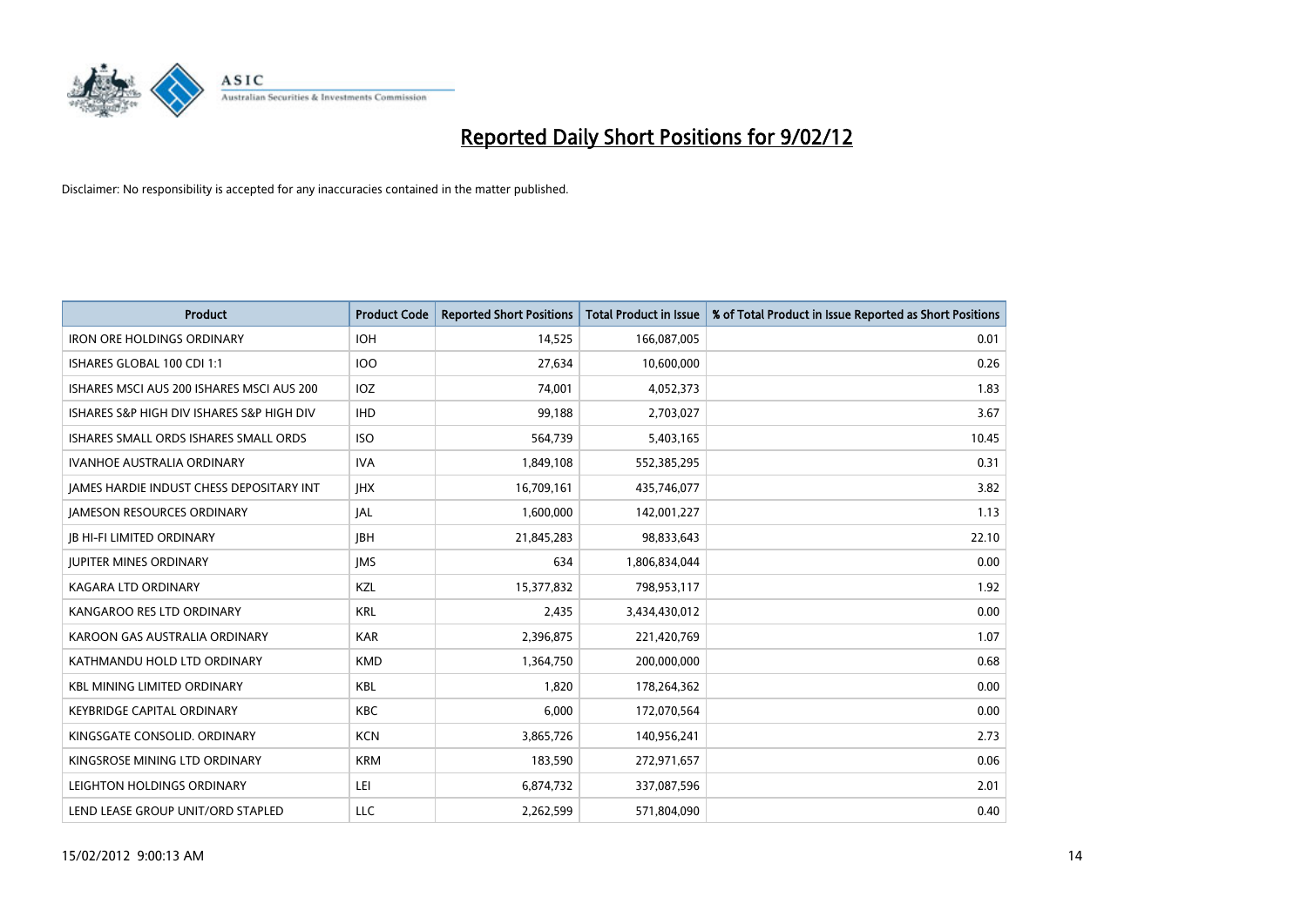# Reported Daily Short Positions for 9/02/12

Disclaimer: No responsibility is accepted for any inaccuracies contained in the matter published.

| Product | Product Code | Reported Short Positions | Total Product in Issue | % of Total Product in Issue Reported as Short Positions |
|---|---|---|---|---|
| IRON ORE HOLDINGS ORDINARY | IOH | 14,525 | 166,087,005 | 0.01 |
| ISHARES GLOBAL 100 CDI 1:1 | IOO | 27,634 | 10,600,000 | 0.26 |
| ISHARES MSCI AUS 200 ISHARES MSCI AUS 200 | IOZ | 74,001 | 4,052,373 | 1.83 |
| ISHARES S&P HIGH DIV ISHARES S&P HIGH DIV | IHD | 99,188 | 2,703,027 | 3.67 |
| ISHARES SMALL ORDS ISHARES SMALL ORDS | ISO | 564,739 | 5,403,165 | 10.45 |
| IVANHOE AUSTRALIA ORDINARY | IVA | 1,849,108 | 552,385,295 | 0.31 |
| JAMES HARDIE INDUST CHESS DEPOSITARY INT | JHX | 16,709,161 | 435,746,077 | 3.82 |
| JAMESON RESOURCES ORDINARY | JAL | 1,600,000 | 142,001,227 | 1.13 |
| JB HI-FI LIMITED ORDINARY | JBH | 21,845,283 | 98,833,643 | 22.10 |
| JUPITER MINES ORDINARY | JMS | 634 | 1,806,834,044 | 0.00 |
| KAGARA LTD ORDINARY | KZL | 15,377,832 | 798,953,117 | 1.92 |
| KANGAROO RES LTD ORDINARY | KRL | 2,435 | 3,434,430,012 | 0.00 |
| KAROON GAS AUSTRALIA ORDINARY | KAR | 2,396,875 | 221,420,769 | 1.07 |
| KATHMANDU HOLD LTD ORDINARY | KMD | 1,364,750 | 200,000,000 | 0.68 |
| KBL MINING LIMITED ORDINARY | KBL | 1,820 | 178,264,362 | 0.00 |
| KEYBRIDGE CAPITAL ORDINARY | KBC | 6,000 | 172,070,564 | 0.00 |
| KINGSGATE CONSOLID. ORDINARY | KCN | 3,865,726 | 140,956,241 | 2.73 |
| KINGSROSE MINING LTD ORDINARY | KRM | 183,590 | 272,971,657 | 0.06 |
| LEIGHTON HOLDINGS ORDINARY | LEI | 6,874,732 | 337,087,596 | 2.01 |
| LEND LEASE GROUP UNIT/ORD STAPLED | LLC | 2,262,599 | 571,804,090 | 0.40 |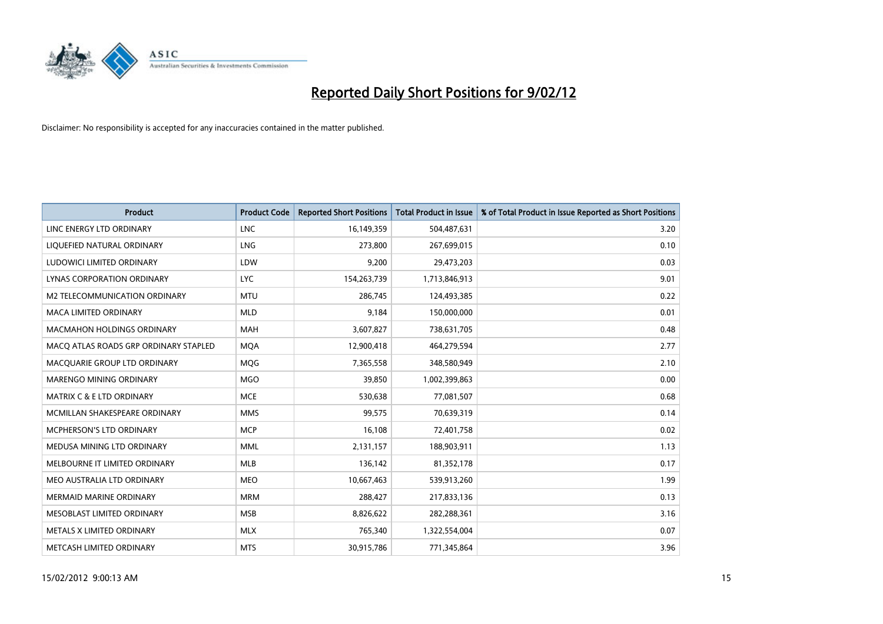# Reported Daily Short Positions for 9/02/12

Disclaimer: No responsibility is accepted for any inaccuracies contained in the matter published.

| Product | Product Code | Reported Short Positions | Total Product in Issue | % of Total Product in Issue Reported as Short Positions |
|---|---|---|---|---|
| LINC ENERGY LTD ORDINARY | LNC | 16,149,359 | 504,487,631 | 3.20 |
| LIQUEFIED NATURAL ORDINARY | LNG | 273,800 | 267,699,015 | 0.10 |
| LUDOWICI LIMITED ORDINARY | LDW | 9,200 | 29,473,203 | 0.03 |
| LYNAS CORPORATION ORDINARY | LYC | 154,263,739 | 1,713,846,913 | 9.01 |
| M2 TELECOMMUNICATION ORDINARY | MTU | 286,745 | 124,493,385 | 0.22 |
| MACA LIMITED ORDINARY | MLD | 9,184 | 150,000,000 | 0.01 |
| MACMAHON HOLDINGS ORDINARY | MAH | 3,607,827 | 738,631,705 | 0.48 |
| MACQ ATLAS ROADS GRP ORDINARY STAPLED | MQA | 12,900,418 | 464,279,594 | 2.77 |
| MACQUARIE GROUP LTD ORDINARY | MQG | 7,365,558 | 348,580,949 | 2.10 |
| MARENGO MINING ORDINARY | MGO | 39,850 | 1,002,399,863 | 0.00 |
| MATRIX C & E LTD ORDINARY | MCE | 530,638 | 77,081,507 | 0.68 |
| MCMILLAN SHAKESPEARE ORDINARY | MMS | 99,575 | 70,639,319 | 0.14 |
| MCPHERSON'S LTD ORDINARY | MCP | 16,108 | 72,401,758 | 0.02 |
| MEDUSA MINING LTD ORDINARY | MML | 2,131,157 | 188,903,911 | 1.13 |
| MELBOURNE IT LIMITED ORDINARY | MLB | 136,142 | 81,352,178 | 0.17 |
| MEO AUSTRALIA LTD ORDINARY | MEO | 10,667,463 | 539,913,260 | 1.99 |
| MERMAID MARINE ORDINARY | MRM | 288,427 | 217,833,136 | 0.13 |
| MESOBLAST LIMITED ORDINARY | MSB | 8,826,622 | 282,288,361 | 3.16 |
| METALS X LIMITED ORDINARY | MLX | 765,340 | 1,322,554,004 | 0.07 |
| METCASH LIMITED ORDINARY | MTS | 30,915,786 | 771,345,864 | 3.96 |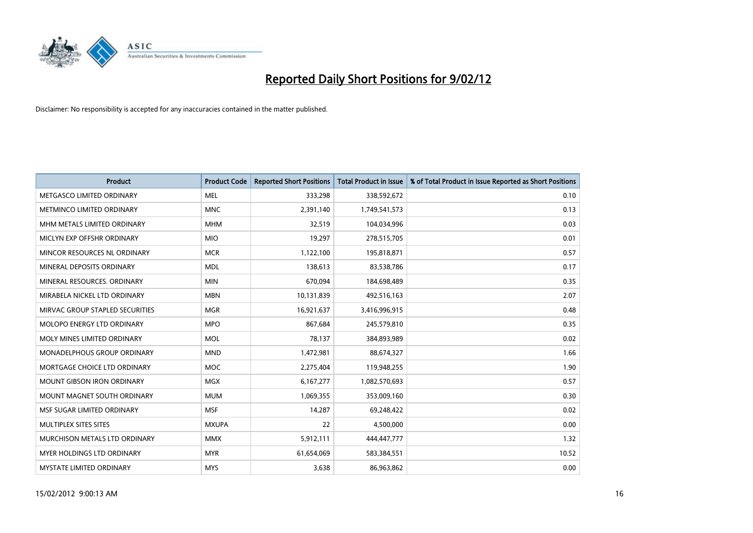# Reported Daily Short Positions for 9/02/12

Disclaimer: No responsibility is accepted for any inaccuracies contained in the matter published.

| Product | Product Code | Reported Short Positions | Total Product in Issue | % of Total Product in Issue Reported as Short Positions |
|---|---|---|---|---|
| METGASCO LIMITED ORDINARY | MEL | 333,298 | 338,592,672 | 0.10 |
| METMINCO LIMITED ORDINARY | MNC | 2,391,140 | 1,749,541,573 | 0.13 |
| MHM METALS LIMITED ORDINARY | MHM | 32,519 | 104,034,996 | 0.03 |
| MICLYN EXP OFFSHR ORDINARY | MIO | 19,297 | 278,515,705 | 0.01 |
| MINCOR RESOURCES NL ORDINARY | MCR | 1,122,100 | 195,818,871 | 0.57 |
| MINERAL DEPOSITS ORDINARY | MDL | 138,613 | 83,538,786 | 0.17 |
| MINERAL RESOURCES. ORDINARY | MIN | 670,094 | 184,698,489 | 0.35 |
| MIRABELA NICKEL LTD ORDINARY | MBN | 10,131,839 | 492,516,163 | 2.07 |
| MIRVAC GROUP STAPLED SECURITIES | MGR | 16,921,637 | 3,416,996,915 | 0.48 |
| MOLOPO ENERGY LTD ORDINARY | MPO | 867,684 | 245,579,810 | 0.35 |
| MOLY MINES LIMITED ORDINARY | MOL | 78,137 | 384,893,989 | 0.02 |
| MONADELPHOUS GROUP ORDINARY | MND | 1,472,981 | 88,674,327 | 1.66 |
| MORTGAGE CHOICE LTD ORDINARY | MOC | 2,275,404 | 119,948,255 | 1.90 |
| MOUNT GIBSON IRON ORDINARY | MGX | 6,167,277 | 1,082,570,693 | 0.57 |
| MOUNT MAGNET SOUTH ORDINARY | MUM | 1,069,355 | 353,009,160 | 0.30 |
| MSF SUGAR LIMITED ORDINARY | MSF | 14,287 | 69,248,422 | 0.02 |
| MULTIPLEX SITES SITES | MXUPA | 22 | 4,500,000 | 0.00 |
| MURCHISON METALS LTD ORDINARY | MMX | 5,912,111 | 444,447,777 | 1.32 |
| MYER HOLDINGS LTD ORDINARY | MYR | 61,654,069 | 583,384,551 | 10.52 |
| MYSTATE LIMITED ORDINARY | MYS | 3,638 | 86,963,862 | 0.00 |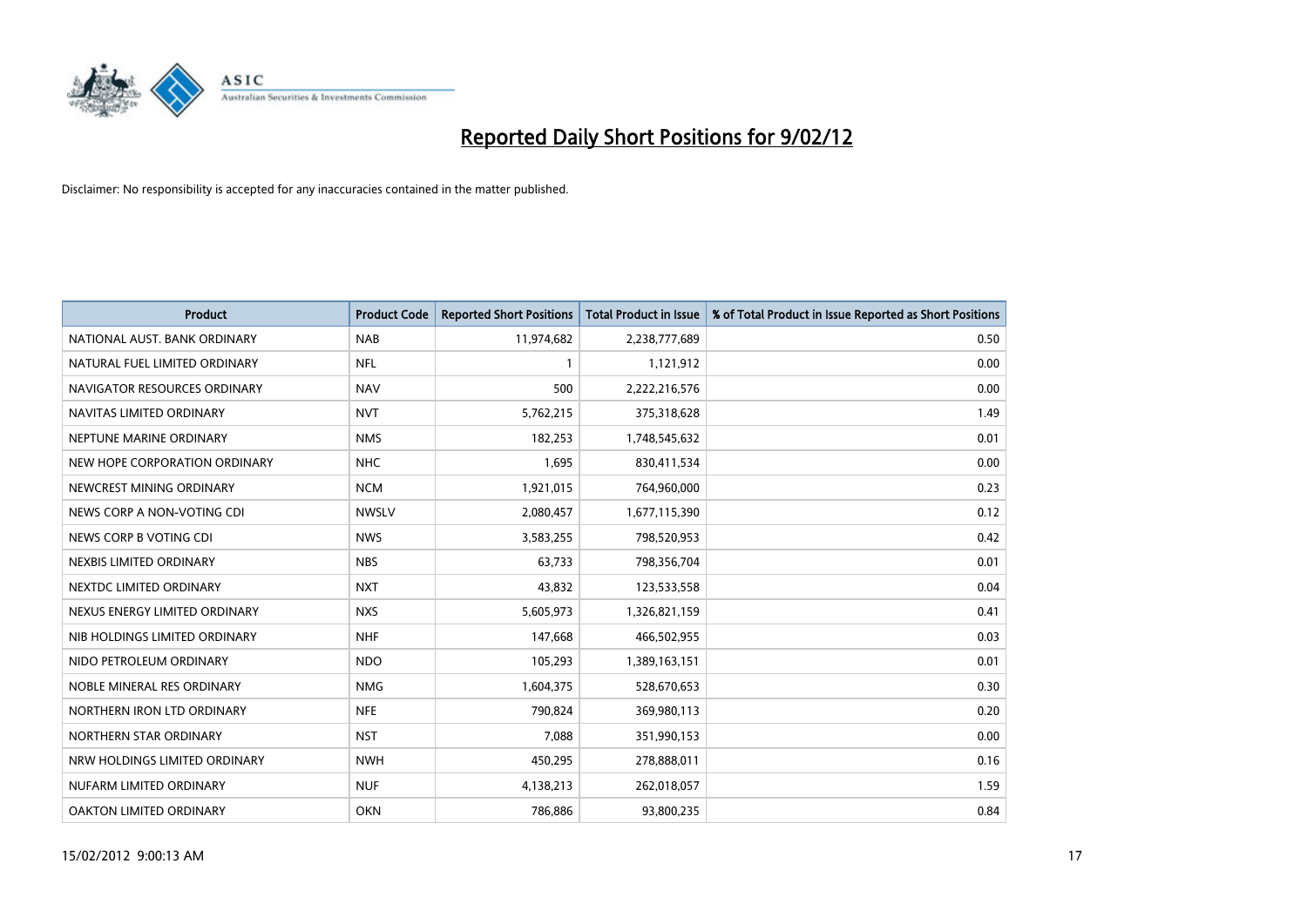# Reported Daily Short Positions for 9/02/12

Disclaimer: No responsibility is accepted for any inaccuracies contained in the matter published.

| Product | Product Code | Reported Short Positions | Total Product in Issue | % of Total Product in Issue Reported as Short Positions |
|---|---|---|---|---|
| NATIONAL AUST. BANK ORDINARY | NAB | 11,974,682 | 2,238,777,689 | 0.50 |
| NATURAL FUEL LIMITED ORDINARY | NFL | 1 | 1,121,912 | 0.00 |
| NAVIGATOR RESOURCES ORDINARY | NAV | 500 | 2,222,216,576 | 0.00 |
| NAVITAS LIMITED ORDINARY | NVT | 5,762,215 | 375,318,628 | 1.49 |
| NEPTUNE MARINE ORDINARY | NMS | 182,253 | 1,748,545,632 | 0.01 |
| NEW HOPE CORPORATION ORDINARY | NHC | 1,695 | 830,411,534 | 0.00 |
| NEWCREST MINING ORDINARY | NCM | 1,921,015 | 764,960,000 | 0.23 |
| NEWS CORP A NON-VOTING CDI | NWSLV | 2,080,457 | 1,677,115,390 | 0.12 |
| NEWS CORP B VOTING CDI | NWS | 3,583,255 | 798,520,953 | 0.42 |
| NEXBIS LIMITED ORDINARY | NBS | 63,733 | 798,356,704 | 0.01 |
| NEXTDC LIMITED ORDINARY | NXT | 43,832 | 123,533,558 | 0.04 |
| NEXUS ENERGY LIMITED ORDINARY | NXS | 5,605,973 | 1,326,821,159 | 0.41 |
| NIB HOLDINGS LIMITED ORDINARY | NHF | 147,668 | 466,502,955 | 0.03 |
| NIDO PETROLEUM ORDINARY | NDO | 105,293 | 1,389,163,151 | 0.01 |
| NOBLE MINERAL RES ORDINARY | NMG | 1,604,375 | 528,670,653 | 0.30 |
| NORTHERN IRON LTD ORDINARY | NFE | 790,824 | 369,980,113 | 0.20 |
| NORTHERN STAR ORDINARY | NST | 7,088 | 351,990,153 | 0.00 |
| NRW HOLDINGS LIMITED ORDINARY | NWH | 450,295 | 278,888,011 | 0.16 |
| NUFARM LIMITED ORDINARY | NUF | 4,138,213 | 262,018,057 | 1.59 |
| OAKTON LIMITED ORDINARY | OKN | 786,886 | 93,800,235 | 0.84 |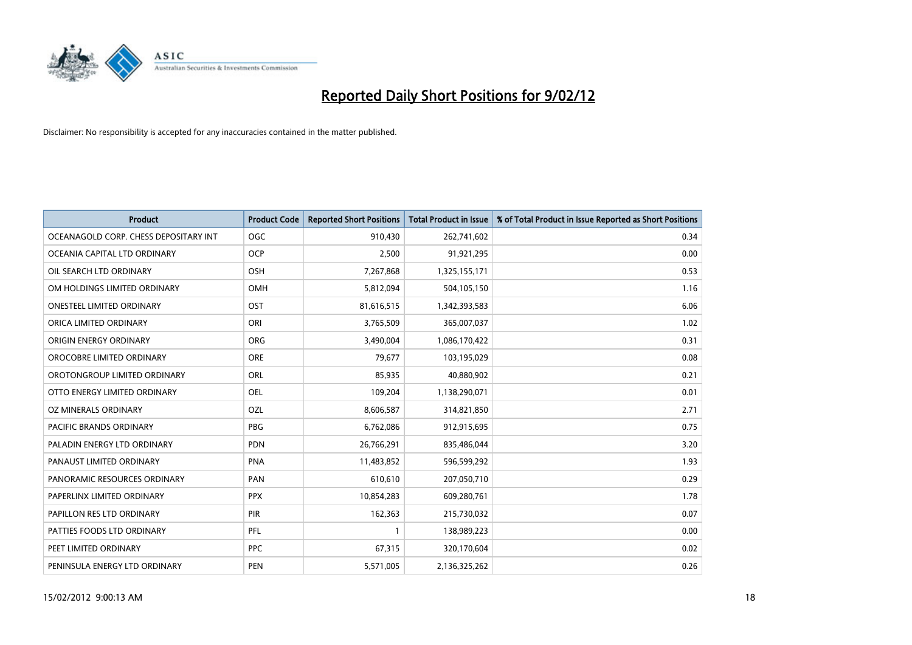# Reported Daily Short Positions for 9/02/12

Disclaimer: No responsibility is accepted for any inaccuracies contained in the matter published.

| Product | Product Code | Reported Short Positions | Total Product in Issue | % of Total Product in Issue Reported as Short Positions |
|---|---|---|---|---|
| OCEANAGOLD CORP. CHESS DEPOSITARY INT | OGC | 910,430 | 262,741,602 | 0.34 |
| OCEANIA CAPITAL LTD ORDINARY | OCP | 2,500 | 91,921,295 | 0.00 |
| OIL SEARCH LTD ORDINARY | OSH | 7,267,868 | 1,325,155,171 | 0.53 |
| OM HOLDINGS LIMITED ORDINARY | OMH | 5,812,094 | 504,105,150 | 1.16 |
| ONESTEEL LIMITED ORDINARY | OST | 81,616,515 | 1,342,393,583 | 6.06 |
| ORICA LIMITED ORDINARY | ORI | 3,765,509 | 365,007,037 | 1.02 |
| ORIGIN ENERGY ORDINARY | ORG | 3,490,004 | 1,086,170,422 | 0.31 |
| OROCOBRE LIMITED ORDINARY | ORE | 79,677 | 103,195,029 | 0.08 |
| OROTONGROUP LIMITED ORDINARY | ORL | 85,935 | 40,880,902 | 0.21 |
| OTTO ENERGY LIMITED ORDINARY | OEL | 109,204 | 1,138,290,071 | 0.01 |
| OZ MINERALS ORDINARY | OZL | 8,606,587 | 314,821,850 | 2.71 |
| PACIFIC BRANDS ORDINARY | PBG | 6,762,086 | 912,915,695 | 0.75 |
| PALADIN ENERGY LTD ORDINARY | PDN | 26,766,291 | 835,486,044 | 3.20 |
| PANAUST LIMITED ORDINARY | PNA | 11,483,852 | 596,599,292 | 1.93 |
| PANORAMIC RESOURCES ORDINARY | PAN | 610,610 | 207,050,710 | 0.29 |
| PAPERLINX LIMITED ORDINARY | PPX | 10,854,283 | 609,280,761 | 1.78 |
| PAPILLON RES LTD ORDINARY | PIR | 162,363 | 215,730,032 | 0.07 |
| PATTIES FOODS LTD ORDINARY | PFL | 1 | 138,989,223 | 0.00 |
| PEET LIMITED ORDINARY | PPC | 67,315 | 320,170,604 | 0.02 |
| PENINSULA ENERGY LTD ORDINARY | PEN | 5,571,005 | 2,136,325,262 | 0.26 |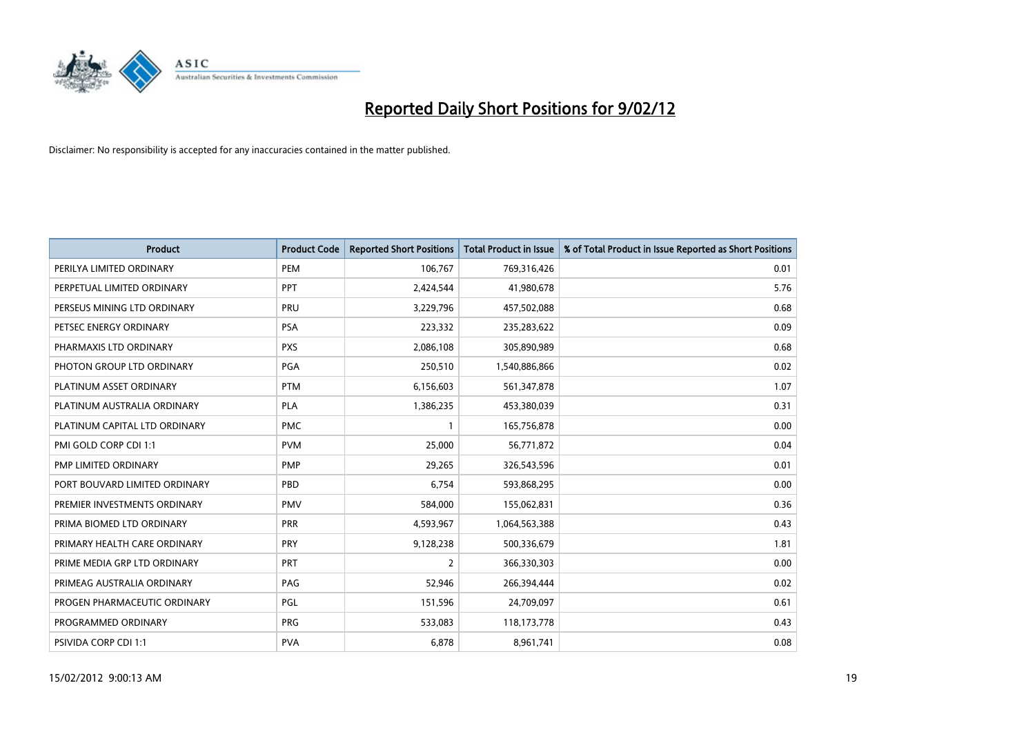# Reported Daily Short Positions for 9/02/12

Disclaimer: No responsibility is accepted for any inaccuracies contained in the matter published.

| Product | Product Code | Reported Short Positions | Total Product in Issue | % of Total Product in Issue Reported as Short Positions |
|---|---|---|---|---|
| PERILYA LIMITED ORDINARY | PEM | 106,767 | 769,316,426 | 0.01 |
| PERPETUAL LIMITED ORDINARY | PPT | 2,424,544 | 41,980,678 | 5.76 |
| PERSEUS MINING LTD ORDINARY | PRU | 3,229,796 | 457,502,088 | 0.68 |
| PETSEC ENERGY ORDINARY | PSA | 223,332 | 235,283,622 | 0.09 |
| PHARMAXIS LTD ORDINARY | PXS | 2,086,108 | 305,890,989 | 0.68 |
| PHOTON GROUP LTD ORDINARY | PGA | 250,510 | 1,540,886,866 | 0.02 |
| PLATINUM ASSET ORDINARY | PTM | 6,156,603 | 561,347,878 | 1.07 |
| PLATINUM AUSTRALIA ORDINARY | PLA | 1,386,235 | 453,380,039 | 0.31 |
| PLATINUM CAPITAL LTD ORDINARY | PMC | 1 | 165,756,878 | 0.00 |
| PMI GOLD CORP CDI 1:1 | PVM | 25,000 | 56,771,872 | 0.04 |
| PMP LIMITED ORDINARY | PMP | 29,265 | 326,543,596 | 0.01 |
| PORT BOUVARD LIMITED ORDINARY | PBD | 6,754 | 593,868,295 | 0.00 |
| PREMIER INVESTMENTS ORDINARY | PMV | 584,000 | 155,062,831 | 0.36 |
| PRIMA BIOMED LTD ORDINARY | PRR | 4,593,967 | 1,064,563,388 | 0.43 |
| PRIMARY HEALTH CARE ORDINARY | PRY | 9,128,238 | 500,336,679 | 1.81 |
| PRIME MEDIA GRP LTD ORDINARY | PRT | 2 | 366,330,303 | 0.00 |
| PRIMEAG AUSTRALIA ORDINARY | PAG | 52,946 | 266,394,444 | 0.02 |
| PROGEN PHARMACEUTIC ORDINARY | PGL | 151,596 | 24,709,097 | 0.61 |
| PROGRAMMED ORDINARY | PRG | 533,083 | 118,173,778 | 0.43 |
| PSIVIDA CORP CDI 1:1 | PVA | 6,878 | 8,961,741 | 0.08 |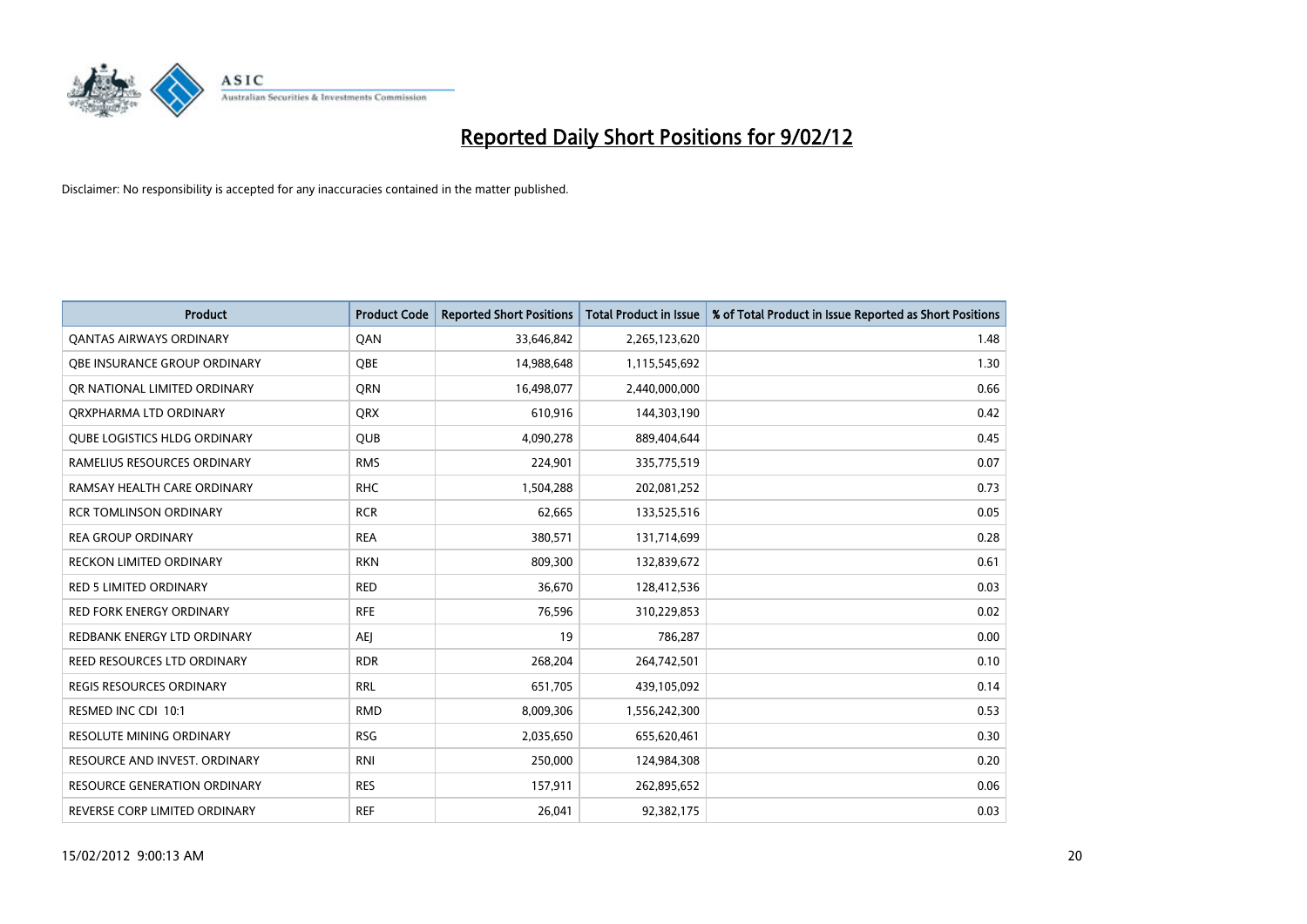# Reported Daily Short Positions for 9/02/12

Disclaimer: No responsibility is accepted for any inaccuracies contained in the matter published.

| Product | Product Code | Reported Short Positions | Total Product in Issue | % of Total Product in Issue Reported as Short Positions |
|---|---|---|---|---|
| QANTAS AIRWAYS ORDINARY | QAN | 33,646,842 | 2,265,123,620 | 1.48 |
| QBE INSURANCE GROUP ORDINARY | QBE | 14,988,648 | 1,115,545,692 | 1.30 |
| QR NATIONAL LIMITED ORDINARY | QRN | 16,498,077 | 2,440,000,000 | 0.66 |
| QRXPHARMA LTD ORDINARY | QRX | 610,916 | 144,303,190 | 0.42 |
| QUBE LOGISTICS HLDG ORDINARY | QUB | 4,090,278 | 889,404,644 | 0.45 |
| RAMELIUS RESOURCES ORDINARY | RMS | 224,901 | 335,775,519 | 0.07 |
| RAMSAY HEALTH CARE ORDINARY | RHC | 1,504,288 | 202,081,252 | 0.73 |
| RCR TOMLINSON ORDINARY | RCR | 62,665 | 133,525,516 | 0.05 |
| REA GROUP ORDINARY | REA | 380,571 | 131,714,699 | 0.28 |
| RECKON LIMITED ORDINARY | RKN | 809,300 | 132,839,672 | 0.61 |
| RED 5 LIMITED ORDINARY | RED | 36,670 | 128,412,536 | 0.03 |
| RED FORK ENERGY ORDINARY | RFE | 76,596 | 310,229,853 | 0.02 |
| REDBANK ENERGY LTD ORDINARY | AEJ | 19 | 786,287 | 0.00 |
| REED RESOURCES LTD ORDINARY | RDR | 268,204 | 264,742,501 | 0.10 |
| REGIS RESOURCES ORDINARY | RRL | 651,705 | 439,105,092 | 0.14 |
| RESMED INC CDI 10:1 | RMD | 8,009,306 | 1,556,242,300 | 0.53 |
| RESOLUTE MINING ORDINARY | RSG | 2,035,650 | 655,620,461 | 0.30 |
| RESOURCE AND INVEST. ORDINARY | RNI | 250,000 | 124,984,308 | 0.20 |
| RESOURCE GENERATION ORDINARY | RES | 157,911 | 262,895,652 | 0.06 |
| REVERSE CORP LIMITED ORDINARY | REF | 26,041 | 92,382,175 | 0.03 |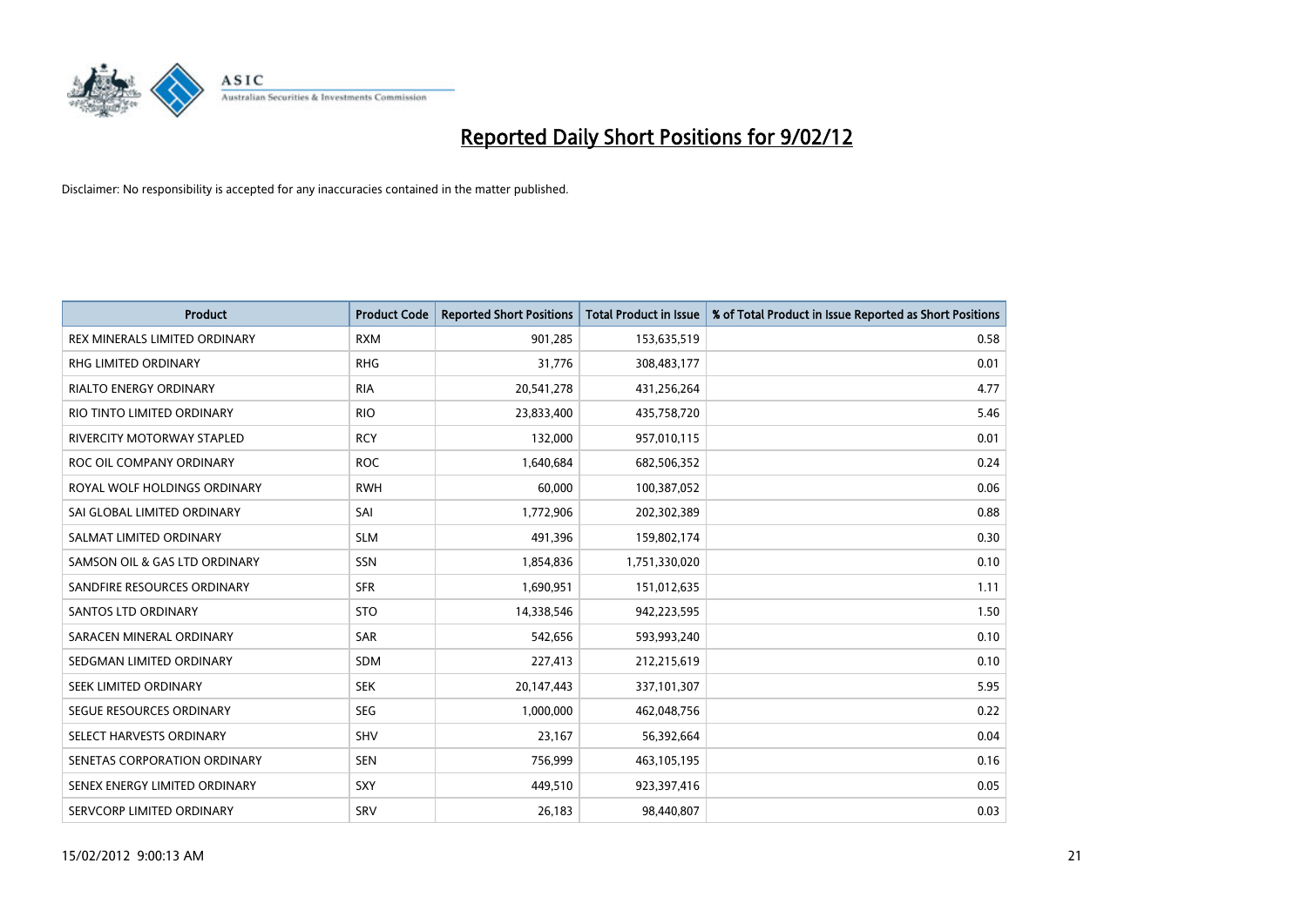# Reported Daily Short Positions for 9/02/12

Disclaimer: No responsibility is accepted for any inaccuracies contained in the matter published.

| Product | Product Code | Reported Short Positions | Total Product in Issue | % of Total Product in Issue Reported as Short Positions |
|---|---|---|---|---|
| REX MINERALS LIMITED ORDINARY | RXM | 901,285 | 153,635,519 | 0.58 |
| RHG LIMITED ORDINARY | RHG | 31,776 | 308,483,177 | 0.01 |
| RIALTO ENERGY ORDINARY | RIA | 20,541,278 | 431,256,264 | 4.77 |
| RIO TINTO LIMITED ORDINARY | RIO | 23,833,400 | 435,758,720 | 5.46 |
| RIVERCITY MOTORWAY STAPLED | RCY | 132,000 | 957,010,115 | 0.01 |
| ROC OIL COMPANY ORDINARY | ROC | 1,640,684 | 682,506,352 | 0.24 |
| ROYAL WOLF HOLDINGS ORDINARY | RWH | 60,000 | 100,387,052 | 0.06 |
| SAI GLOBAL LIMITED ORDINARY | SAI | 1,772,906 | 202,302,389 | 0.88 |
| SALMAT LIMITED ORDINARY | SLM | 491,396 | 159,802,174 | 0.30 |
| SAMSON OIL & GAS LTD ORDINARY | SSN | 1,854,836 | 1,751,330,020 | 0.10 |
| SANDFIRE RESOURCES ORDINARY | SFR | 1,690,951 | 151,012,635 | 1.11 |
| SANTOS LTD ORDINARY | STO | 14,338,546 | 942,223,595 | 1.50 |
| SARACEN MINERAL ORDINARY | SAR | 542,656 | 593,993,240 | 0.10 |
| SEDGMAN LIMITED ORDINARY | SDM | 227,413 | 212,215,619 | 0.10 |
| SEEK LIMITED ORDINARY | SEK | 20,147,443 | 337,101,307 | 5.95 |
| SEGUE RESOURCES ORDINARY | SEG | 1,000,000 | 462,048,756 | 0.22 |
| SELECT HARVESTS ORDINARY | SHV | 23,167 | 56,392,664 | 0.04 |
| SENETAS CORPORATION ORDINARY | SEN | 756,999 | 463,105,195 | 0.16 |
| SENEX ENERGY LIMITED ORDINARY | SXY | 449,510 | 923,397,416 | 0.05 |
| SERVCORP LIMITED ORDINARY | SRV | 26,183 | 98,440,807 | 0.03 |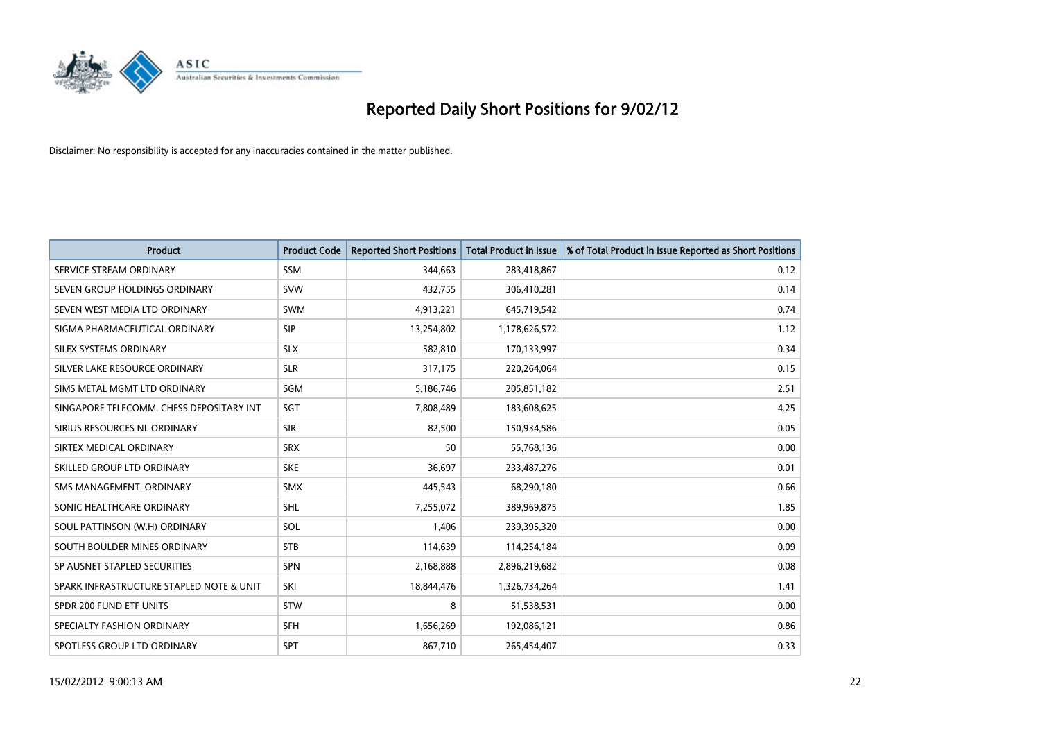# Reported Daily Short Positions for 9/02/12

Disclaimer: No responsibility is accepted for any inaccuracies contained in the matter published.

| Product | Product Code | Reported Short Positions | Total Product in Issue | % of Total Product in Issue Reported as Short Positions |
|---|---|---|---|---|
| SERVICE STREAM ORDINARY | SSM | 344,663 | 283,418,867 | 0.12 |
| SEVEN GROUP HOLDINGS ORDINARY | SVW | 432,755 | 306,410,281 | 0.14 |
| SEVEN WEST MEDIA LTD ORDINARY | SWM | 4,913,221 | 645,719,542 | 0.74 |
| SIGMA PHARMACEUTICAL ORDINARY | SIP | 13,254,802 | 1,178,626,572 | 1.12 |
| SILEX SYSTEMS ORDINARY | SLX | 582,810 | 170,133,997 | 0.34 |
| SILVER LAKE RESOURCE ORDINARY | SLR | 317,175 | 220,264,064 | 0.15 |
| SIMS METAL MGMT LTD ORDINARY | SGM | 5,186,746 | 205,851,182 | 2.51 |
| SINGAPORE TELECOMM. CHESS DEPOSITARY INT | SGT | 7,808,489 | 183,608,625 | 4.25 |
| SIRIUS RESOURCES NL ORDINARY | SIR | 82,500 | 150,934,586 | 0.05 |
| SIRTEX MEDICAL ORDINARY | SRX | 50 | 55,768,136 | 0.00 |
| SKILLED GROUP LTD ORDINARY | SKE | 36,697 | 233,487,276 | 0.01 |
| SMS MANAGEMENT. ORDINARY | SMX | 445,543 | 68,290,180 | 0.66 |
| SONIC HEALTHCARE ORDINARY | SHL | 7,255,072 | 389,969,875 | 1.85 |
| SOUL PATTINSON (W.H) ORDINARY | SOL | 1,406 | 239,395,320 | 0.00 |
| SOUTH BOULDER MINES ORDINARY | STB | 114,639 | 114,254,184 | 0.09 |
| SP AUSNET STAPLED SECURITIES | SPN | 2,168,888 | 2,896,219,682 | 0.08 |
| SPARK INFRASTRUCTURE STAPLED NOTE & UNIT | SKI | 18,844,476 | 1,326,734,264 | 1.41 |
| SPDR 200 FUND ETF UNITS | STW | 8 | 51,538,531 | 0.00 |
| SPECIALTY FASHION ORDINARY | SFH | 1,656,269 | 192,086,121 | 0.86 |
| SPOTLESS GROUP LTD ORDINARY | SPT | 867,710 | 265,454,407 | 0.33 |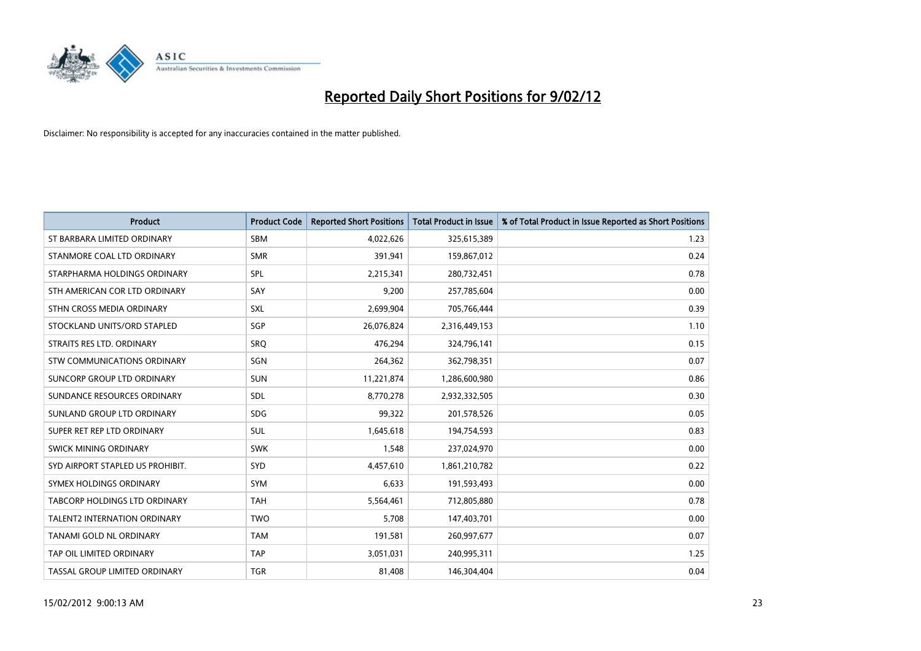# Reported Daily Short Positions for 9/02/12

Disclaimer: No responsibility is accepted for any inaccuracies contained in the matter published.

| Product | Product Code | Reported Short Positions | Total Product in Issue | % of Total Product in Issue Reported as Short Positions |
|---|---|---|---|---|
| ST BARBARA LIMITED ORDINARY | SBM | 4,022,626 | 325,615,389 | 1.23 |
| STANMORE COAL LTD ORDINARY | SMR | 391,941 | 159,867,012 | 0.24 |
| STARPHARMA HOLDINGS ORDINARY | SPL | 2,215,341 | 280,732,451 | 0.78 |
| STH AMERICAN COR LTD ORDINARY | SAY | 9,200 | 257,785,604 | 0.00 |
| STHN CROSS MEDIA ORDINARY | SXL | 2,699,904 | 705,766,444 | 0.39 |
| STOCKLAND UNITS/ORD STAPLED | SGP | 26,076,824 | 2,316,449,153 | 1.10 |
| STRAITS RES LTD. ORDINARY | SRQ | 476,294 | 324,796,141 | 0.15 |
| STW COMMUNICATIONS ORDINARY | SGN | 264,362 | 362,798,351 | 0.07 |
| SUNCORP GROUP LTD ORDINARY | SUN | 11,221,874 | 1,286,600,980 | 0.86 |
| SUNDANCE RESOURCES ORDINARY | SDL | 8,770,278 | 2,932,332,505 | 0.30 |
| SUNLAND GROUP LTD ORDINARY | SDG | 99,322 | 201,578,526 | 0.05 |
| SUPER RET REP LTD ORDINARY | SUL | 1,645,618 | 194,754,593 | 0.83 |
| SWICK MINING ORDINARY | SWK | 1,548 | 237,024,970 | 0.00 |
| SYD AIRPORT STAPLED US PROHIBIT. | SYD | 4,457,610 | 1,861,210,782 | 0.22 |
| SYMEX HOLDINGS ORDINARY | SYM | 6,633 | 191,593,493 | 0.00 |
| TABCORP HOLDINGS LTD ORDINARY | TAH | 5,564,461 | 712,805,880 | 0.78 |
| TALENT2 INTERNATION ORDINARY | TWO | 5,708 | 147,403,701 | 0.00 |
| TANAMI GOLD NL ORDINARY | TAM | 191,581 | 260,997,677 | 0.07 |
| TAP OIL LIMITED ORDINARY | TAP | 3,051,031 | 240,995,311 | 1.25 |
| TASSAL GROUP LIMITED ORDINARY | TGR | 81,408 | 146,304,404 | 0.04 |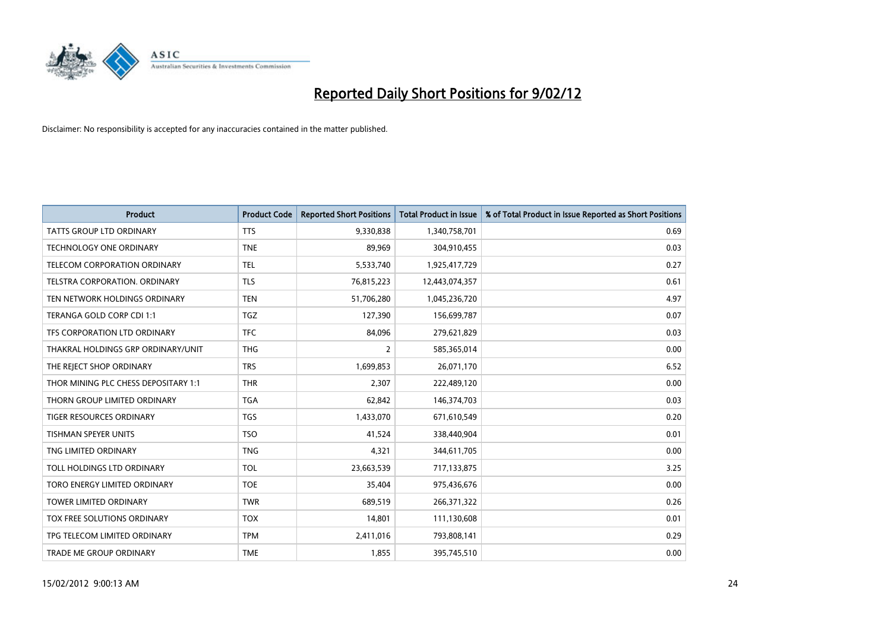# Reported Daily Short Positions for 9/02/12

Disclaimer: No responsibility is accepted for any inaccuracies contained in the matter published.

| Product | Product Code | Reported Short Positions | Total Product in Issue | % of Total Product in Issue Reported as Short Positions |
|---|---|---|---|---|
| TATTS GROUP LTD ORDINARY | TTS | 9,330,838 | 1,340,758,701 | 0.69 |
| TECHNOLOGY ONE ORDINARY | TNE | 89,969 | 304,910,455 | 0.03 |
| TELECOM CORPORATION ORDINARY | TEL | 5,533,740 | 1,925,417,729 | 0.27 |
| TELSTRA CORPORATION. ORDINARY | TLS | 76,815,223 | 12,443,074,357 | 0.61 |
| TEN NETWORK HOLDINGS ORDINARY | TEN | 51,706,280 | 1,045,236,720 | 4.97 |
| TERANGA GOLD CORP CDI 1:1 | TGZ | 127,390 | 156,699,787 | 0.07 |
| TFS CORPORATION LTD ORDINARY | TFC | 84,096 | 279,621,829 | 0.03 |
| THAKRAL HOLDINGS GRP ORDINARY/UNIT | THG | 2 | 585,365,014 | 0.00 |
| THE REJECT SHOP ORDINARY | TRS | 1,699,853 | 26,071,170 | 6.52 |
| THOR MINING PLC CHESS DEPOSITARY 1:1 | THR | 2,307 | 222,489,120 | 0.00 |
| THORN GROUP LIMITED ORDINARY | TGA | 62,842 | 146,374,703 | 0.03 |
| TIGER RESOURCES ORDINARY | TGS | 1,433,070 | 671,610,549 | 0.20 |
| TISHMAN SPEYER UNITS | TSO | 41,524 | 338,440,904 | 0.01 |
| TNG LIMITED ORDINARY | TNG | 4,321 | 344,611,705 | 0.00 |
| TOLL HOLDINGS LTD ORDINARY | TOL | 23,663,539 | 717,133,875 | 3.25 |
| TORO ENERGY LIMITED ORDINARY | TOE | 35,404 | 975,436,676 | 0.00 |
| TOWER LIMITED ORDINARY | TWR | 689,519 | 266,371,322 | 0.26 |
| TOX FREE SOLUTIONS ORDINARY | TOX | 14,801 | 111,130,608 | 0.01 |
| TPG TELECOM LIMITED ORDINARY | TPM | 2,411,016 | 793,808,141 | 0.29 |
| TRADE ME GROUP ORDINARY | TME | 1,855 | 395,745,510 | 0.00 |

15/02/2012 9:00:13 AM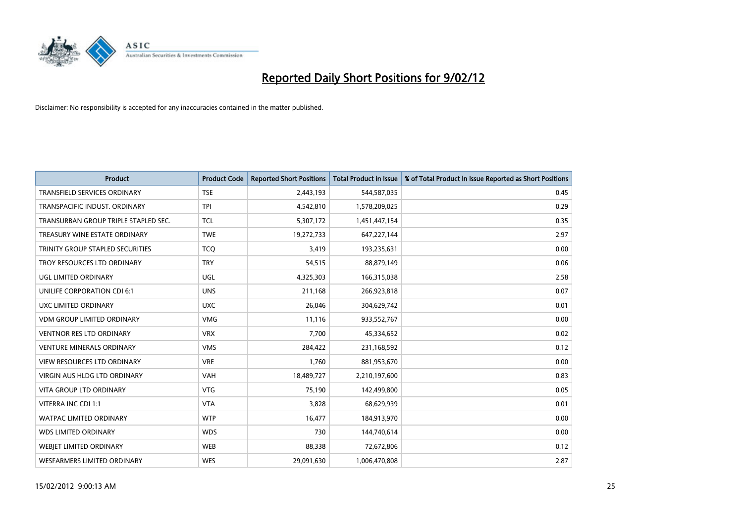# Reported Daily Short Positions for 9/02/12

Disclaimer: No responsibility is accepted for any inaccuracies contained in the matter published.

| Product | Product Code | Reported Short Positions | Total Product in Issue | % of Total Product in Issue Reported as Short Positions |
|---|---|---|---|---|
| TRANSFIELD SERVICES ORDINARY | TSE | 2,443,193 | 544,587,035 | 0.45 |
| TRANSPACIFIC INDUST. ORDINARY | TPI | 4,542,810 | 1,578,209,025 | 0.29 |
| TRANSURBAN GROUP TRIPLE STAPLED SEC. | TCL | 5,307,172 | 1,451,447,154 | 0.35 |
| TREASURY WINE ESTATE ORDINARY | TWE | 19,272,733 | 647,227,144 | 2.97 |
| TRINITY GROUP STAPLED SECURITIES | TCQ | 3,419 | 193,235,631 | 0.00 |
| TROY RESOURCES LTD ORDINARY | TRY | 54,515 | 88,879,149 | 0.06 |
| UGL LIMITED ORDINARY | UGL | 4,325,303 | 166,315,038 | 2.58 |
| UNILIFE CORPORATION CDI 6:1 | UNS | 211,168 | 266,923,818 | 0.07 |
| UXC LIMITED ORDINARY | UXC | 26,046 | 304,629,742 | 0.01 |
| VDM GROUP LIMITED ORDINARY | VMG | 11,116 | 933,552,767 | 0.00 |
| VENTNOR RES LTD ORDINARY | VRX | 7,700 | 45,334,652 | 0.02 |
| VENTURE MINERALS ORDINARY | VMS | 284,422 | 231,168,592 | 0.12 |
| VIEW RESOURCES LTD ORDINARY | VRE | 1,760 | 881,953,670 | 0.00 |
| VIRGIN AUS HLDG LTD ORDINARY | VAH | 18,489,727 | 2,210,197,600 | 0.83 |
| VITA GROUP LTD ORDINARY | VTG | 75,190 | 142,499,800 | 0.05 |
| VITERRA INC CDI 1:1 | VTA | 3,828 | 68,629,939 | 0.01 |
| WATPAC LIMITED ORDINARY | WTP | 16,477 | 184,913,970 | 0.00 |
| WDS LIMITED ORDINARY | WDS | 730 | 144,740,614 | 0.00 |
| WEBJET LIMITED ORDINARY | WEB | 88,338 | 72,672,806 | 0.12 |
| WESFARMERS LIMITED ORDINARY | WES | 29,091,630 | 1,006,470,808 | 2.87 |

15/02/2012 9:00:13 AM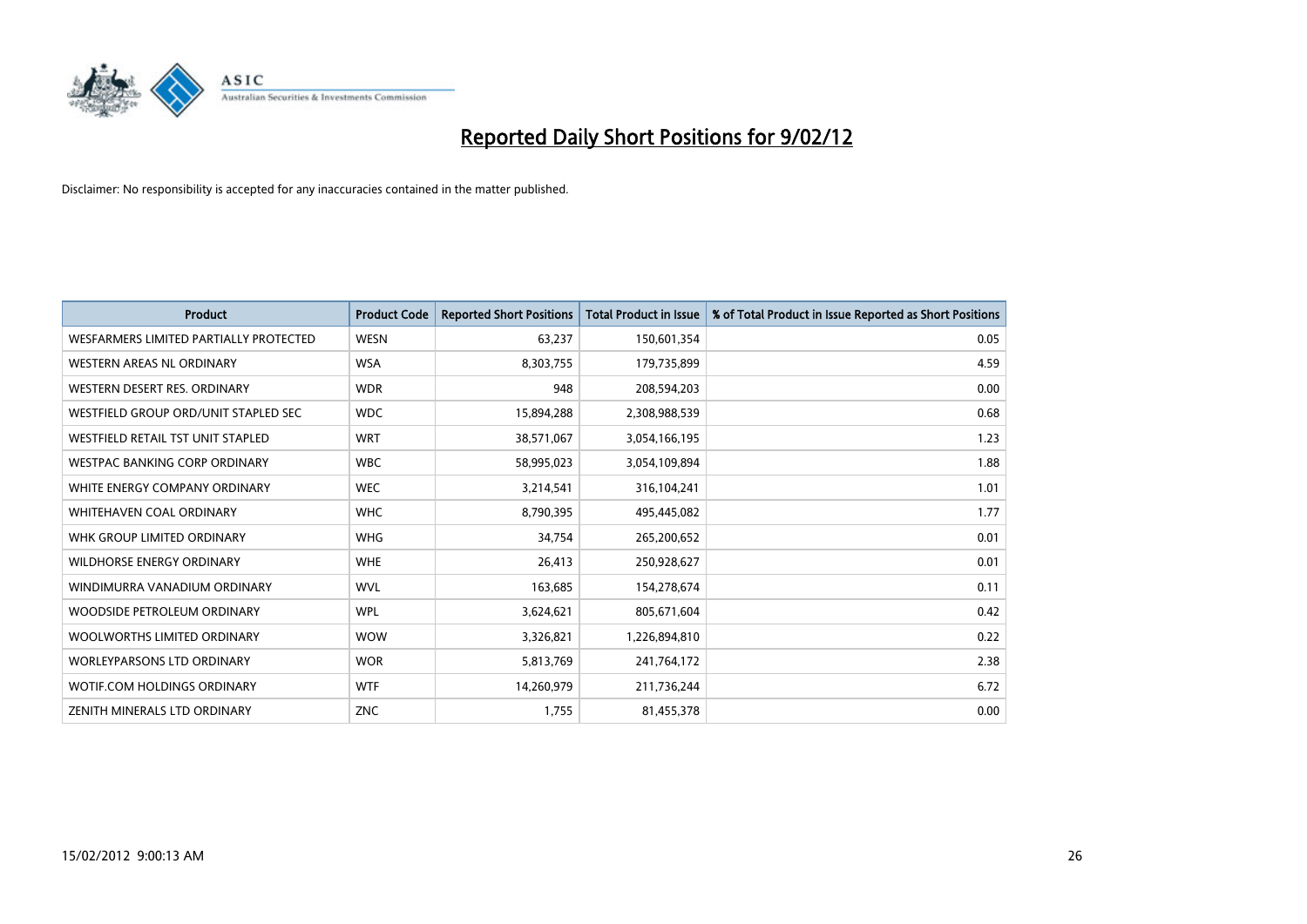# Reported Daily Short Positions for 9/02/12

Disclaimer: No responsibility is accepted for any inaccuracies contained in the matter published.

| Product | Product Code | Reported Short Positions | Total Product in Issue | % of Total Product in Issue Reported as Short Positions |
|---|---|---|---|---|
| WESFARMERS LIMITED PARTIALLY PROTECTED | WESN | 63,237 | 150,601,354 | 0.05 |
| WESTERN AREAS NL ORDINARY | WSA | 8,303,755 | 179,735,899 | 4.59 |
| WESTERN DESERT RES. ORDINARY | WDR | 948 | 208,594,203 | 0.00 |
| WESTFIELD GROUP ORD/UNIT STAPLED SEC | WDC | 15,894,288 | 2,308,988,539 | 0.68 |
| WESTFIELD RETAIL TST UNIT STAPLED | WRT | 38,571,067 | 3,054,166,195 | 1.23 |
| WESTPAC BANKING CORP ORDINARY | WBC | 58,995,023 | 3,054,109,894 | 1.88 |
| WHITE ENERGY COMPANY ORDINARY | WEC | 3,214,541 | 316,104,241 | 1.01 |
| WHITEHAVEN COAL ORDINARY | WHC | 8,790,395 | 495,445,082 | 1.77 |
| WHK GROUP LIMITED ORDINARY | WHG | 34,754 | 265,200,652 | 0.01 |
| WILDHORSE ENERGY ORDINARY | WHE | 26,413 | 250,928,627 | 0.01 |
| WINDIMURRA VANADIUM ORDINARY | WVL | 163,685 | 154,278,674 | 0.11 |
| WOODSIDE PETROLEUM ORDINARY | WPL | 3,624,621 | 805,671,604 | 0.42 |
| WOOLWORTHS LIMITED ORDINARY | WOW | 3,326,821 | 1,226,894,810 | 0.22 |
| WORLEYPARSONS LTD ORDINARY | WOR | 5,813,769 | 241,764,172 | 2.38 |
| WOTIF.COM HOLDINGS ORDINARY | WTF | 14,260,979 | 211,736,244 | 6.72 |
| ZENITH MINERALS LTD ORDINARY | ZNC | 1,755 | 81,455,378 | 0.00 |